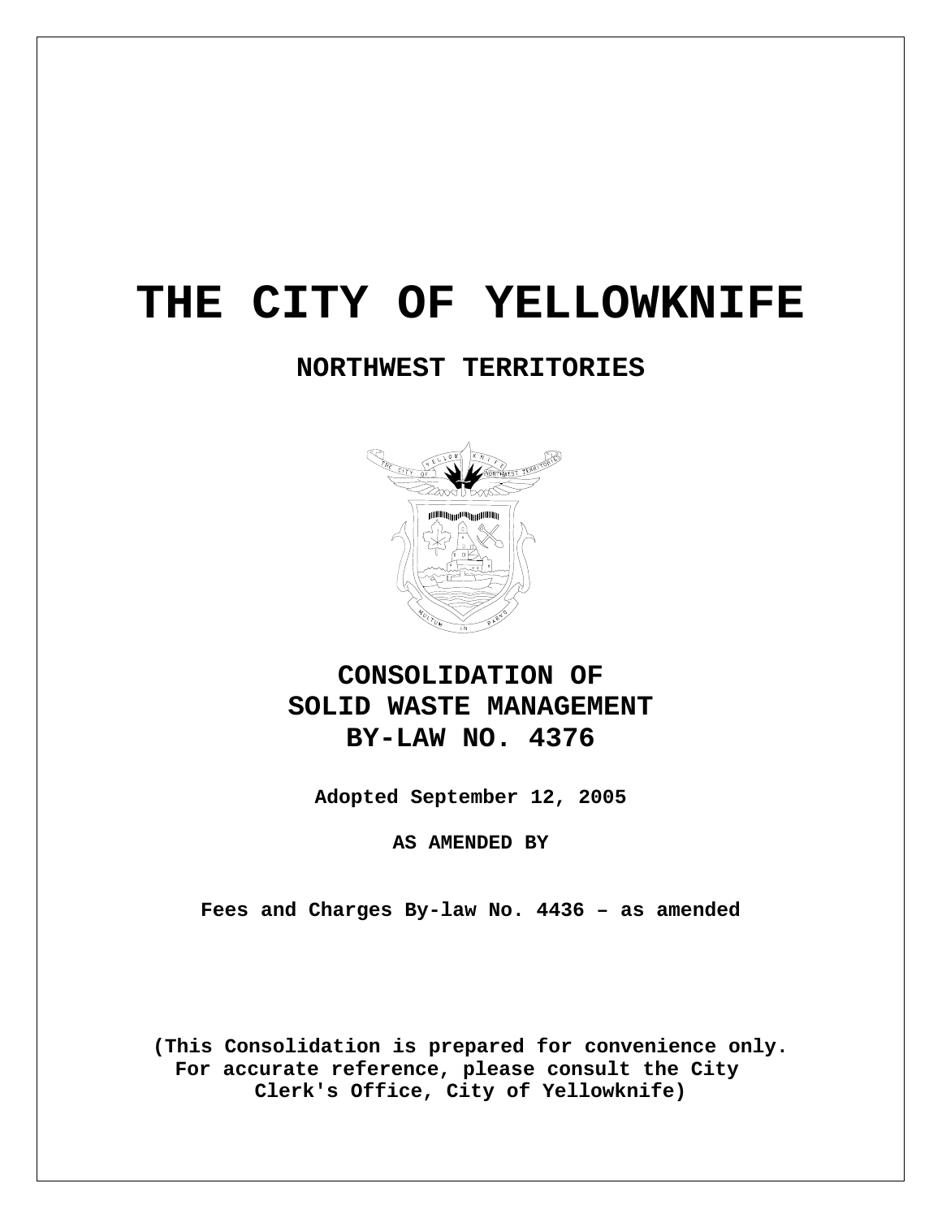# THE CITY OF YELLOWKNIFE

## NORTHWEST TERRITORIES

## CONSOLIDATION OF SOLID WASTE MANAGEMENT BY-LAW NO. 4376

**Adopted September 12, 2005**

**AS AMENDED BY**

**Fees and Charges By-law No. 4436 – as amended**

**(This Consolidation is prepared for convenience only. For accurate reference, please consult the City Clerk's Office, City of Yellowknife)**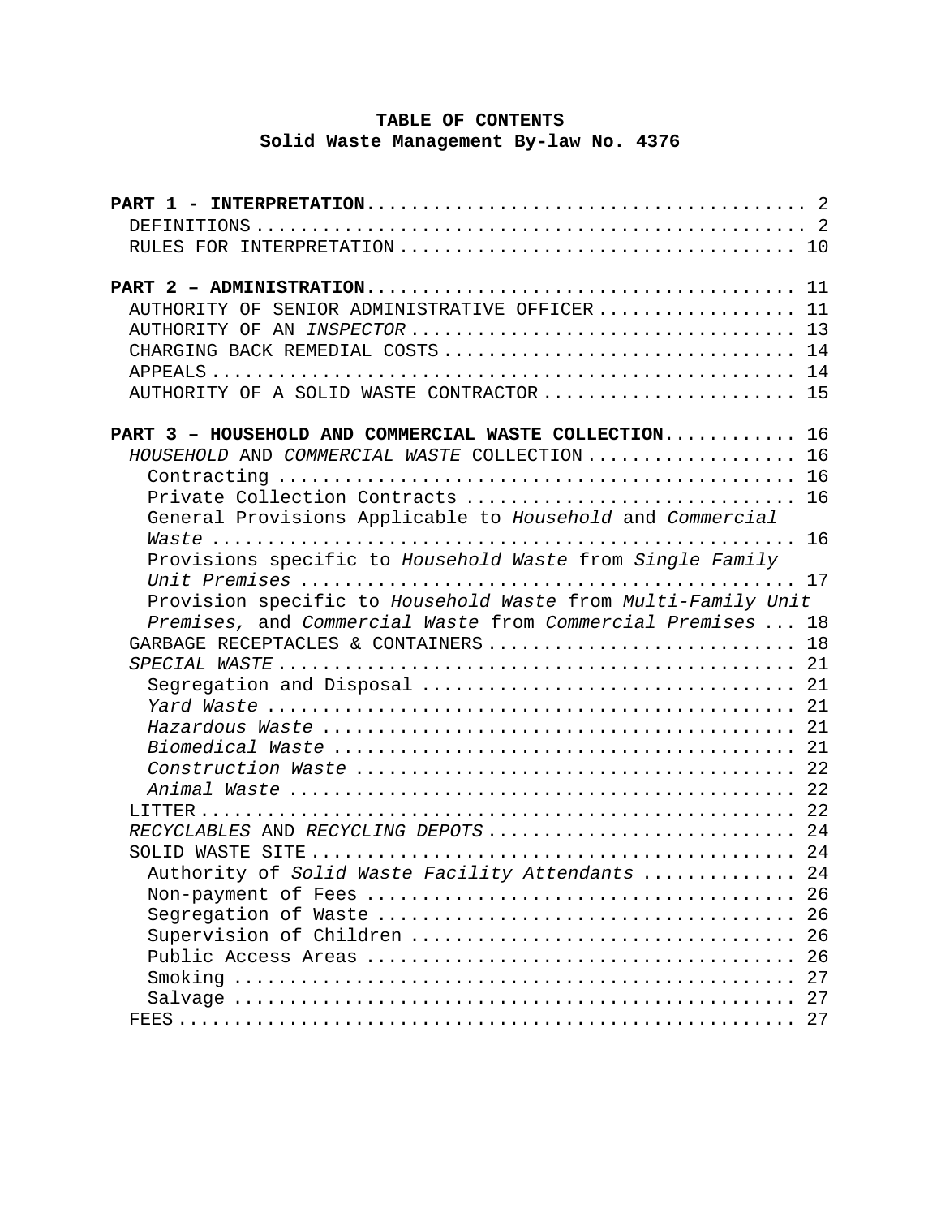**TABLE OF CONTENTS**
**Solid Waste Management By-law No. 4376**

**PART 1 - INTERPRETATION** ........................................ 2
- DEFINITIONS ........................................ 2
- RULES FOR INTERPRETATION ........................................ 10

**PART 2 – ADMINISTRATION** ........................................ 11
- AUTHORITY OF SENIOR ADMINISTRATIVE OFFICER ........................................ 11
- AUTHORITY OF AN *INSPECTOR* ........................................ 13
- CHARGING BACK REMEDIAL COSTS ........................................ 14
- APPEALS ........................................ 14
- AUTHORITY OF A SOLID WASTE CONTRACTOR ........................................ 15

**PART 3 – HOUSEHOLD AND COMMERCIAL WASTE COLLECTION** ........................................ 16
- *HOUSEHOLD* AND *COMMERCIAL WASTE* COLLECTION ........................................ 16
  - Contracting ........................................ 16
  - Private Collection Contracts ........................................ 16
  - General Provisions Applicable to *Household* and *Commercial Waste* ........................................ 16
  - Provisions specific to *Household Waste* from *Single Family Unit Premises* ........................................ 17
  - Provision specific to *Household Waste* from *Multi-Family Unit Premises,* and *Commercial Waste* from *Commercial Premises* ... 18
- GARBAGE RECEPTACLES & CONTAINERS ........................................ 18
- *SPECIAL WASTE* ........................................ 21
  - Segregation and Disposal ........................................ 21
  - *Yard Waste* ........................................ 21
  - *Hazardous Waste* ........................................ 21
  - *Biomedical Waste* ........................................ 21
  - *Construction Waste* ........................................ 22
  - *Animal Waste* ........................................ 22
- LITTER ........................................ 22
- *RECYCLABLES* AND *RECYCLING DEPOTS* ........................................ 24
- SOLID WASTE SITE ........................................ 24
  - Authority of *Solid Waste Facility Attendants* ........................................ 24
  - Non-payment of Fees ........................................ 26
  - Segregation of Waste ........................................ 26
  - Supervision of Children ........................................ 26
  - Public Access Areas ........................................ 26
  - Smoking ........................................ 27
  - Salvage ........................................ 27
- FEES ........................................ 27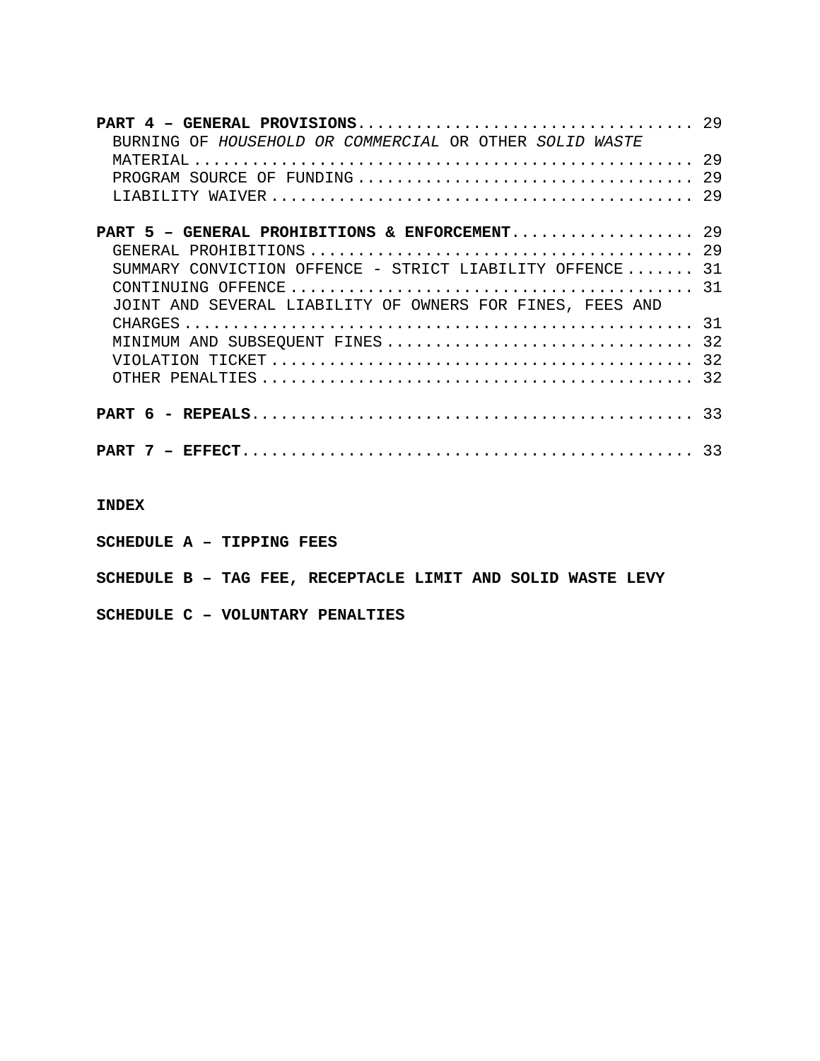**PART 4 – GENERAL PROVISIONS** .................................. 29

BURNING OF *HOUSEHOLD OR COMMERCIAL* OR OTHER *SOLID WASTE* MATERIAL ................................................. 29

PROGRAM SOURCE OF FUNDING .................................. 29

LIABILITY WAIVER ............................................ 29

**PART 5 – GENERAL PROHIBITIONS & ENFORCEMENT** ................... 29

GENERAL PROHIBITIONS ........................................ 29

SUMMARY CONVICTION OFFENCE - STRICT LIABILITY OFFENCE ....... 31

CONTINUING OFFENCE .......................................... 31

JOINT AND SEVERAL LIABILITY OF OWNERS FOR FINES, FEES AND CHARGES .................................................. 31

MINIMUM AND SUBSEQUENT FINES ................................ 32

VIOLATION TICKET ............................................ 32

OTHER PENALTIES ............................................. 32

**PART 6 - REPEALS** ............................................. 33

**PART 7 – EFFECT** .............................................. 33

**INDEX**

**SCHEDULE A – TIPPING FEES**

**SCHEDULE B – TAG FEE, RECEPTACLE LIMIT AND SOLID WASTE LEVY**

**SCHEDULE C – VOLUNTARY PENALTIES**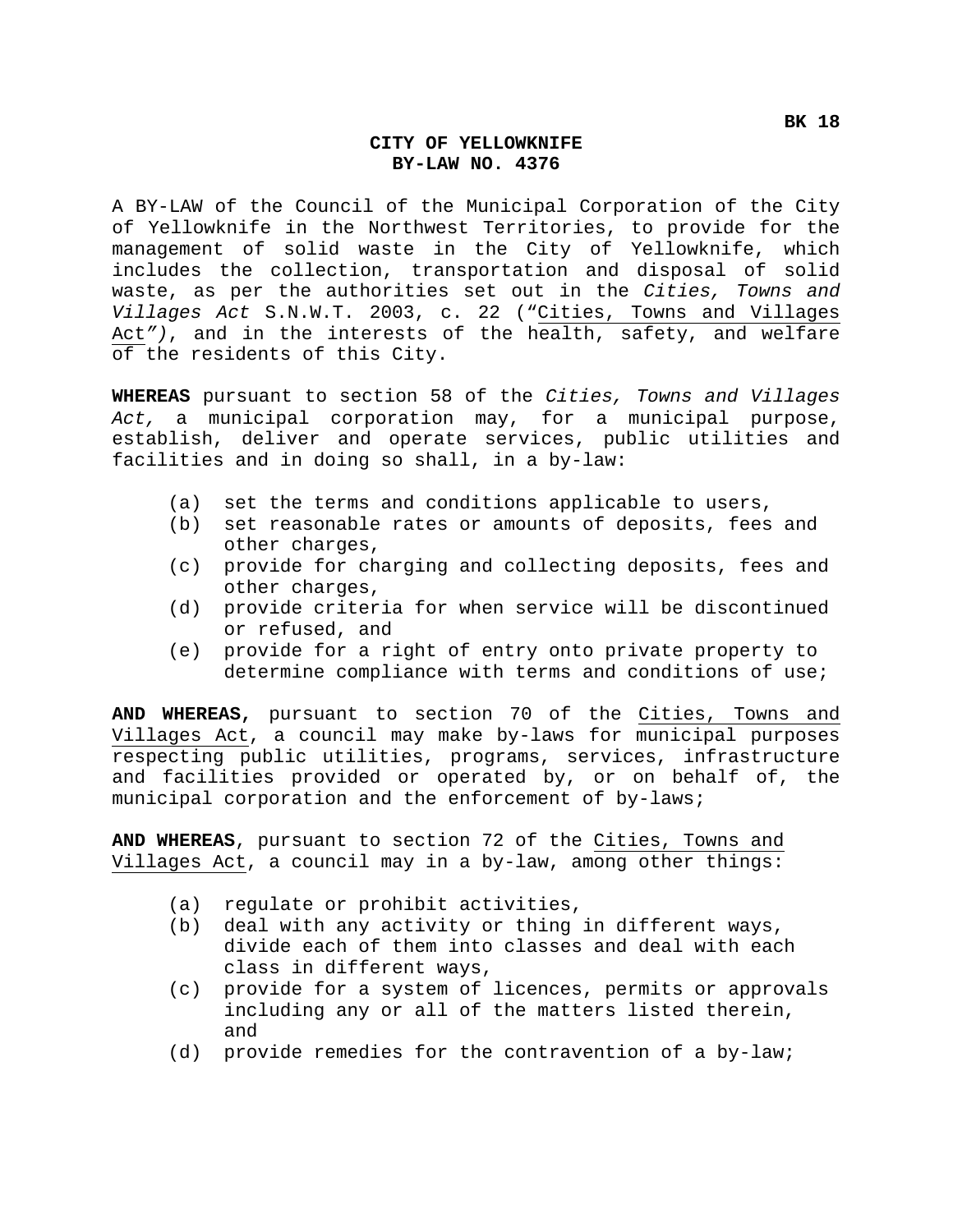**CITY OF YELLOWKNIFE**
**BY-LAW NO. 4376**

A BY-LAW of the Council of the Municipal Corporation of the City of Yellowknife in the Northwest Territories, to provide for the management of solid waste in the City of Yellowknife, which includes the collection, transportation and disposal of solid waste, as per the authorities set out in the *Cities, Towns and Villages Act* S.N.W.T. 2003, c. 22 (*"*Cities, Towns and Villages Act*")*, and in the interests of the health, safety, and welfare of the residents of this City.

**WHEREAS** pursuant to section 58 of the *Cities, Towns and Villages Act,* a municipal corporation may, for a municipal purpose, establish, deliver and operate services, public utilities and facilities and in doing so shall, in a by-law:

(a) set the terms and conditions applicable to users,
(b) set reasonable rates or amounts of deposits, fees and other charges,
(c) provide for charging and collecting deposits, fees and other charges,
(d) provide criteria for when service will be discontinued or refused, and
(e) provide for a right of entry onto private property to determine compliance with terms and conditions of use;

**AND WHEREAS,** pursuant to section 70 of the Cities, Towns and Villages Act, a council may make by-laws for municipal purposes respecting public utilities, programs, services, infrastructure and facilities provided or operated by, or on behalf of, the municipal corporation and the enforcement of by-laws;

**AND WHEREAS**, pursuant to section 72 of the Cities, Towns and Villages Act, a council may in a by-law, among other things:

(a) regulate or prohibit activities,
(b) deal with any activity or thing in different ways, divide each of them into classes and deal with each class in different ways,
(c) provide for a system of licences, permits or approvals including any or all of the matters listed therein, and
(d) provide remedies for the contravention of a by-law;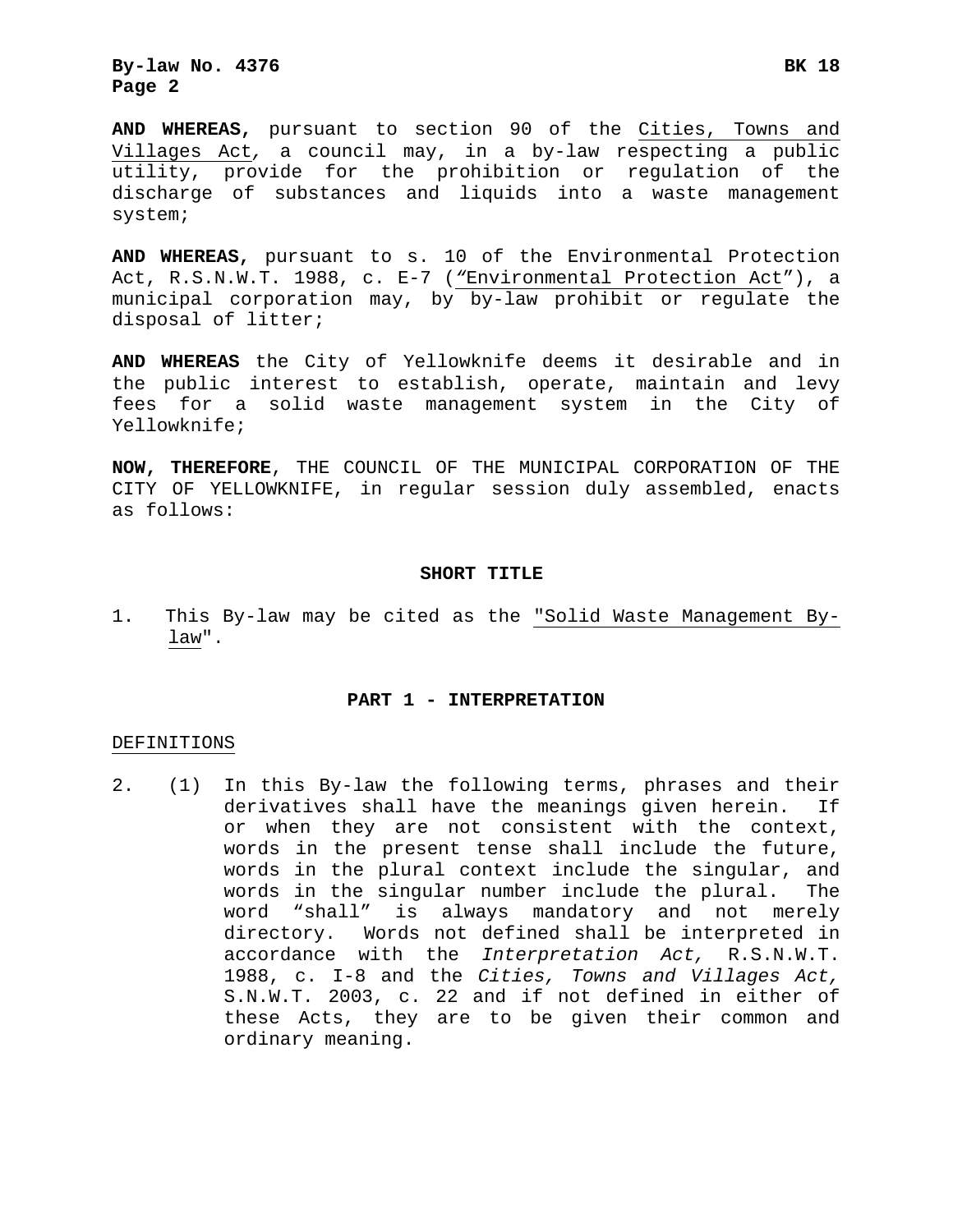**AND WHEREAS,** pursuant to section 90 of the Cities, Towns and Villages Act, a council may, in a by-law respecting a public utility, provide for the prohibition or regulation of the discharge of substances and liquids into a waste management system;

**AND WHEREAS,** pursuant to s. 10 of the Environmental Protection Act, R.S.N.W.T. 1988, c. E-7 (*"*Environmental Protection Act"), a municipal corporation may, by by-law prohibit or regulate the disposal of litter;

**AND WHEREAS** the City of Yellowknife deems it desirable and in the public interest to establish, operate, maintain and levy fees for a solid waste management system in the City of Yellowknife;

**NOW, THEREFORE**, THE COUNCIL OF THE MUNICIPAL CORPORATION OF THE CITY OF YELLOWKNIFE, in regular session duly assembled, enacts as follows:

## SHORT TITLE

1. This By-law may be cited as the "Solid Waste Management By-law".

## PART 1 - INTERPRETATION

DEFINITIONS

2. (1) In this By-law the following terms, phrases and their derivatives shall have the meanings given herein. If or when they are not consistent with the context, words in the present tense shall include the future, words in the plural context include the singular, and words in the singular number include the plural. The word "shall" is always mandatory and not merely directory. Words not defined shall be interpreted in accordance with the *Interpretation Act,* R.S.N.W.T. 1988, c. I-8 and the *Cities, Towns and Villages Act,* S.N.W.T. 2003, c. 22 and if not defined in either of these Acts, they are to be given their common and ordinary meaning.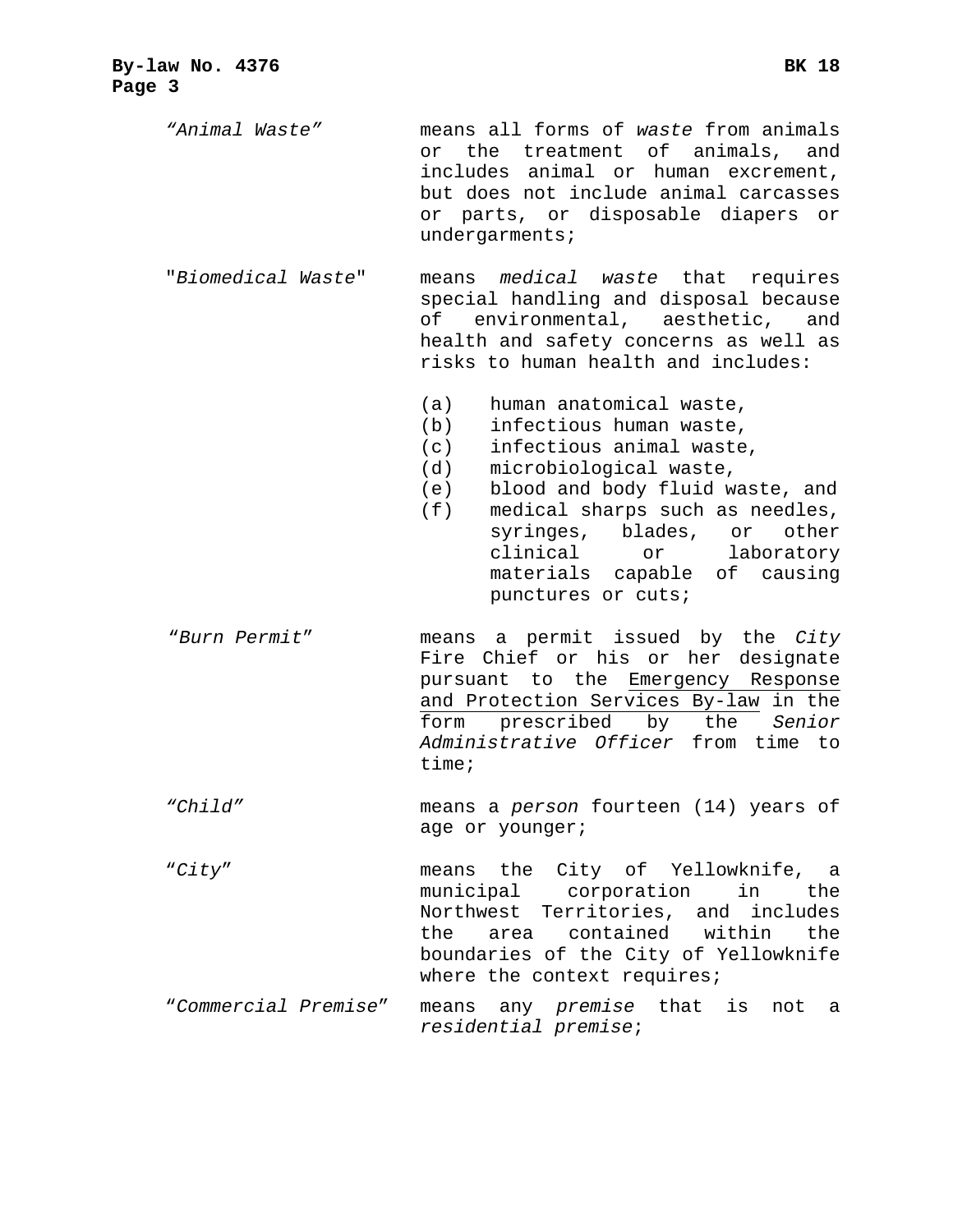*"Animal Waste"* means all forms of *waste* from animals or the treatment of animals, and includes animal or human excrement, but does not include animal carcasses or parts, or disposable diapers or undergarments;

"*Biomedical Waste*" means *medical waste* that requires special handling and disposal because of environmental, aesthetic, and health and safety concerns as well as risks to human health and includes:

(a) human anatomical waste,
(b) infectious human waste,
(c) infectious animal waste,
(d) microbiological waste,
(e) blood and body fluid waste, and
(f) medical sharps such as needles, syringes, blades, or other clinical or laboratory materials capable of causing punctures or cuts;

*"Burn Permit"* means a permit issued by the *City* Fire Chief or his or her designate pursuant to the Emergency Response and Protection Services By-law in the form prescribed by the *Senior Administrative Officer* from time to time;

*"Child"* means a *person* fourteen (14) years of age or younger;

*"City"* means the City of Yellowknife, a municipal corporation in the Northwest Territories, and includes the area contained within the boundaries of the City of Yellowknife where the context requires;

*"Commercial Premise"* means any *premise* that is not a *residential premise*;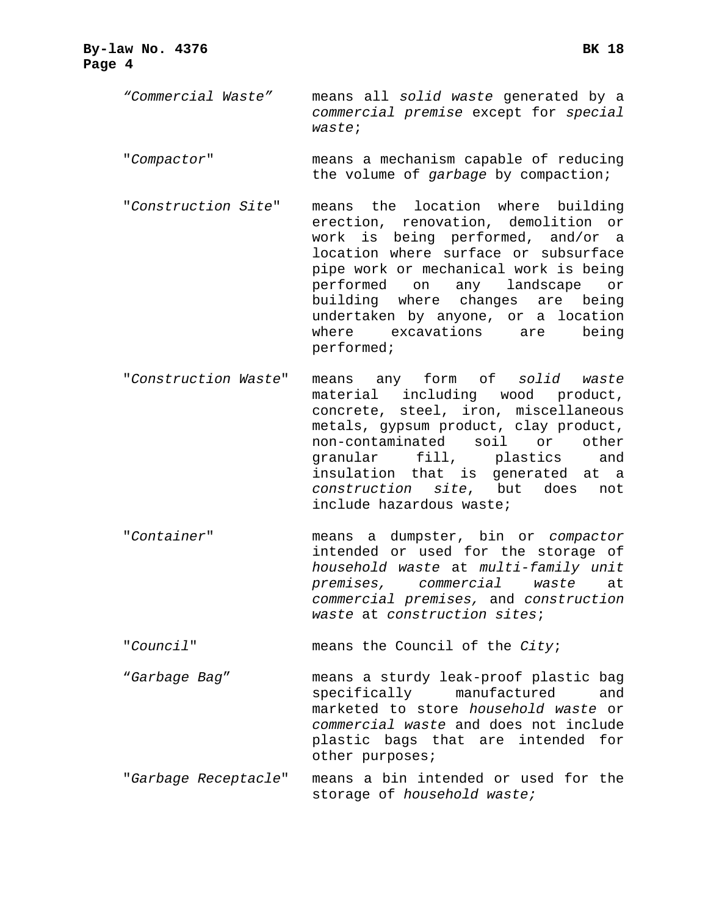*"Commercial Waste"* means all *solid waste* generated by a *commercial premise* except for *special waste*;

"*Compactor*" means a mechanism capable of reducing the volume of *garbage* by compaction;

"*Construction Site*" means the location where building erection, renovation, demolition or work is being performed, and/or a location where surface or subsurface pipe work or mechanical work is being performed on any landscape or building where changes are being undertaken by anyone, or a location where excavations are being performed;

"*Construction Waste*" means any form of *solid waste* material including wood product, concrete, steel, iron, miscellaneous metals, gypsum product, clay product, non-contaminated soil or other granular fill, plastics and insulation that is generated at a *construction site*, but does not include hazardous waste;

"*Container*" means a dumpster, bin or *compactor* intended or used for the storage of *household waste* at *multi-family unit premises, commercial waste* at *commercial premises,* and *construction waste* at *construction sites*;

"*Council*" means the Council of the *City*;

*"Garbage Bag"* means a sturdy leak-proof plastic bag specifically manufactured and marketed to store *household waste* or *commercial waste* and does not include plastic bags that are intended for other purposes;

"*Garbage Receptacle*" means a bin intended or used for the storage of *household waste;*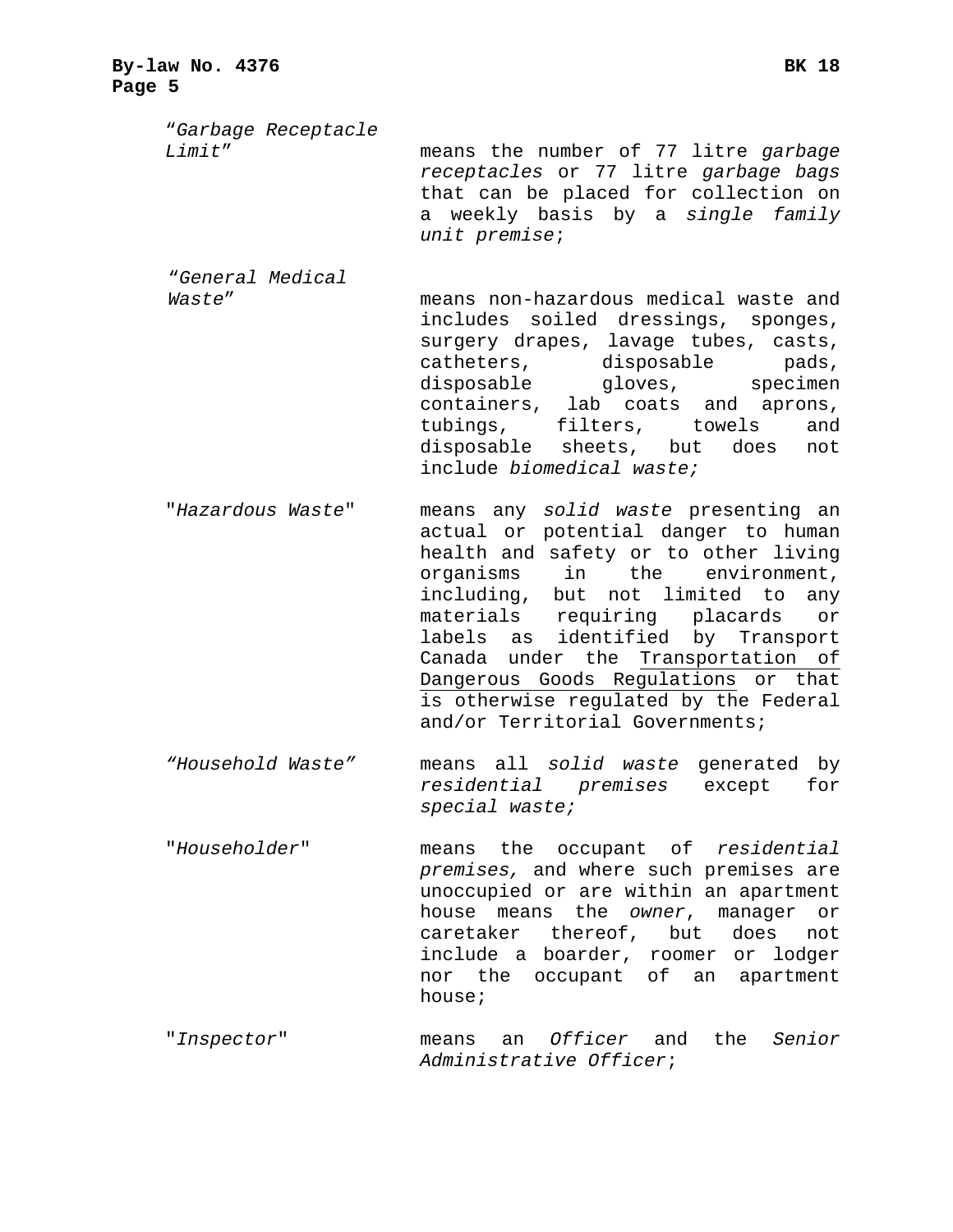"*Garbage Receptacle Limit*" means the number of 77 litre *garbage receptacles* or 77 litre *garbage bags* that can be placed for collection on a weekly basis by a *single family unit premise*;

"*General Medical Waste*" means non-hazardous medical waste and includes soiled dressings, sponges, surgery drapes, lavage tubes, casts, catheters, disposable pads, disposable gloves, specimen containers, lab coats and aprons, tubings, filters, towels and disposable sheets, but does not include *biomedical waste;*

"*Hazardous Waste*" means any *solid waste* presenting an actual or potential danger to human health and safety or to other living organisms in the environment, including, but not limited to any materials requiring placards or labels as identified by Transport Canada under the <u>Transportation of Dangerous Goods Regulations</u> or that is otherwise regulated by the Federal and/or Territorial Governments;

"*Household Waste*" means all *solid waste* generated by *residential premises* except for *special waste;*

"*Householder*" means the occupant of *residential premises,* and where such premises are unoccupied or are within an apartment house means the *owner*, manager or caretaker thereof, but does not include a boarder, roomer or lodger nor the occupant of an apartment house;

"*Inspector*" means an *Officer* and the *Senior Administrative Officer*;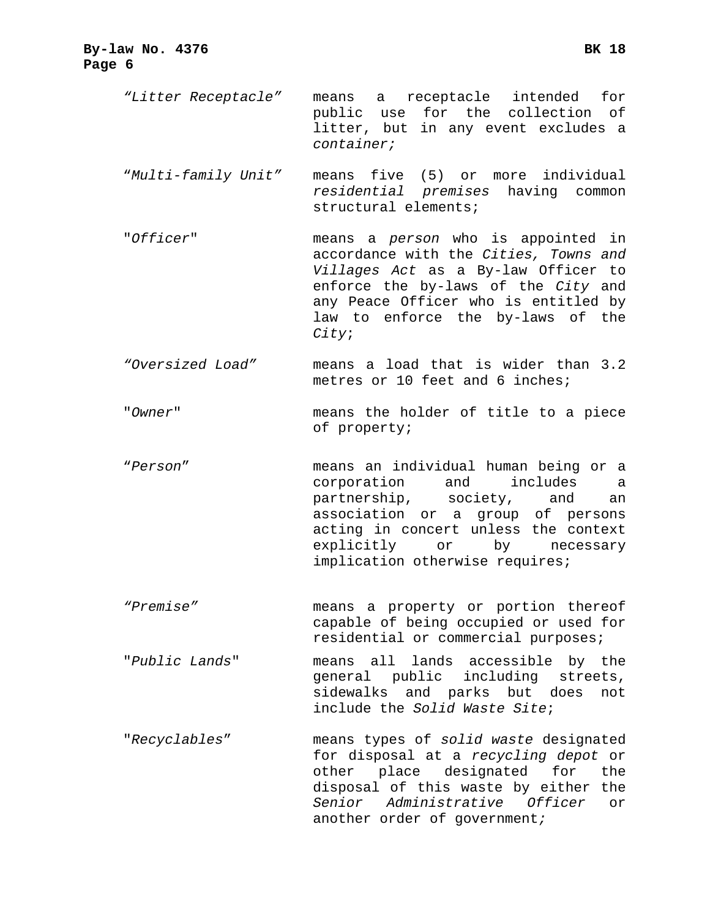*"Litter Receptacle"* means a receptacle intended for public use for the collection of litter, but in any event excludes a *container;*

*"Multi-family Unit"* means five (5) or more individual *residential premises* having common structural elements;

"*Officer*" means a *person* who is appointed in accordance with the *Cities, Towns and Villages Act* as a By-law Officer to enforce the by-laws of the *City* and any Peace Officer who is entitled by law to enforce the by-laws of the *City*;

*"Oversized Load"* means a load that is wider than 3.2 metres or 10 feet and 6 inches;

"*Owner*" means the holder of title to a piece of property;

*"Person"* means an individual human being or a corporation and includes a partnership, society, and an association or a group of persons acting in concert unless the context explicitly or by necessary implication otherwise requires;

*"Premise"* means a property or portion thereof capable of being occupied or used for residential or commercial purposes;

"*Public Lands*" means all lands accessible by the general public including streets, sidewalks and parks but does not include the *Solid Waste Site*;

"*Recyclables*" means types of *solid waste* designated for disposal at a *recycling depot* or other place designated for the disposal of this waste by either the *Senior Administrative Officer* or another order of government;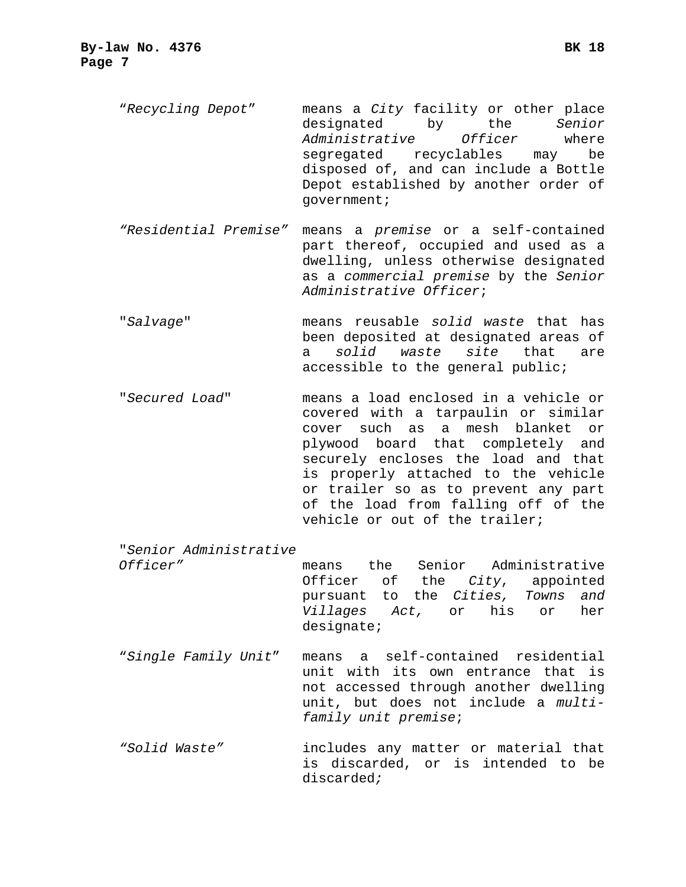“*Recycling Depot*” means a *City* facility or other place designated by the *Senior Administrative Officer* where segregated recyclables may be disposed of, and can include a Bottle Depot established by another order of government;

*“Residential Premise”* means a *premise* or a self-contained part thereof, occupied and used as a dwelling, unless otherwise designated as a *commercial premise* by the *Senior Administrative Officer*;

"*Salvage*" means reusable *solid waste* that has been deposited at designated areas of a *solid waste site* that are accessible to the general public;

"*Secured Load*" means a load enclosed in a vehicle or covered with a tarpaulin or similar cover such as a mesh blanket or plywood board that completely and securely encloses the load and that is properly attached to the vehicle or trailer so as to prevent any part of the load from falling off of the vehicle or out of the trailer;

"*Senior Administrative Officer”* means the Senior Administrative Officer of the *City*, appointed pursuant to the *Cities, Towns and Villages Act,* or his or her designate;

“*Single Family Unit*” means a self-contained residential unit with its own entrance that is not accessed through another dwelling unit, but does not include a *multi-family unit premise*;

*“Solid Waste”* includes any matter or material that is discarded, or is intended to be discarded*;*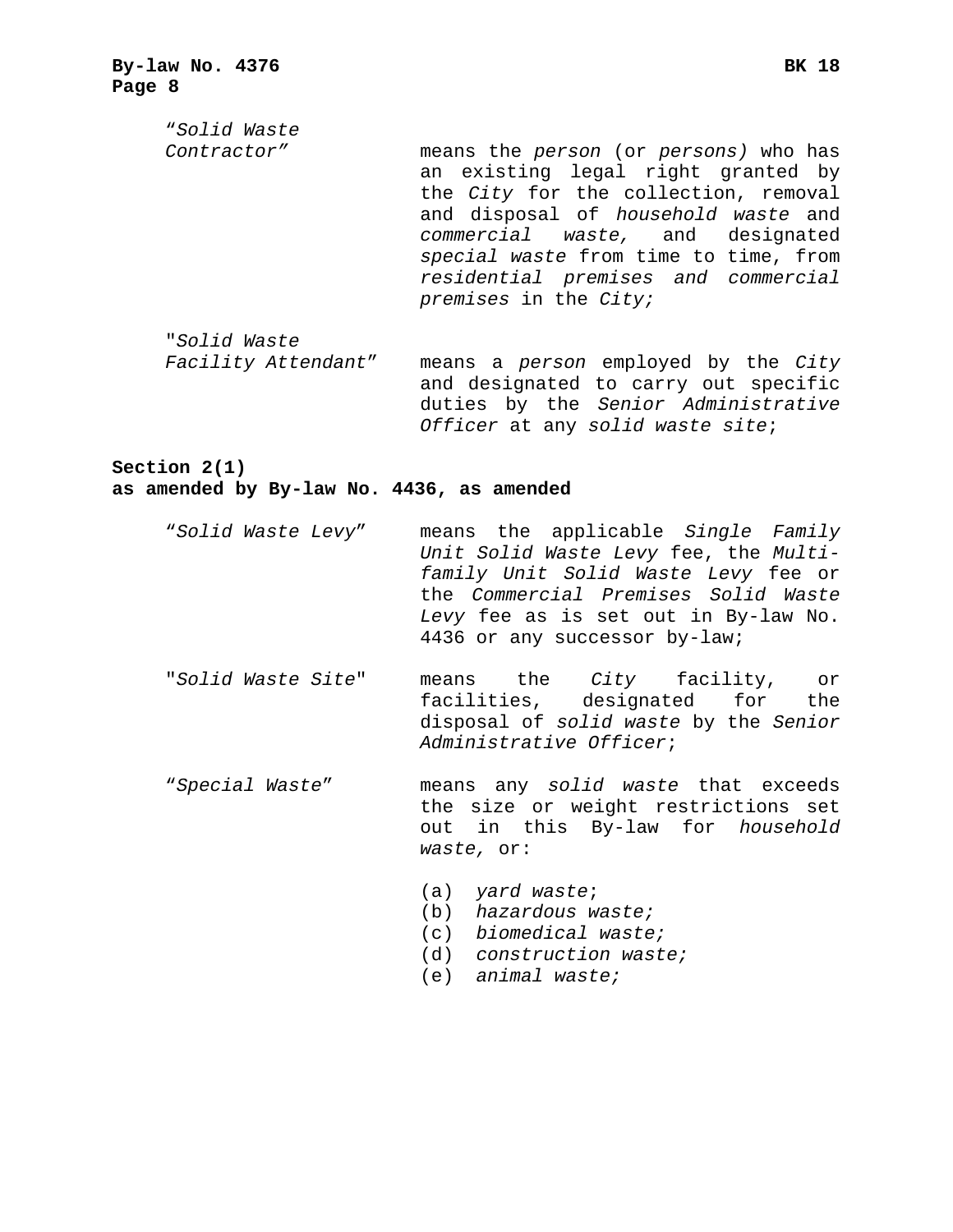"*Solid Waste Contractor*" means the *person* (or *persons)* who has an existing legal right granted by the *City* for the collection, removal and disposal of *household waste* and *commercial waste,* and designated *special waste* from time to time, from *residential premises and commercial premises* in the *City;*

"*Solid Waste Facility Attendant*" means a *person* employed by the *City* and designated to carry out specific duties by the *Senior Administrative Officer* at any *solid waste site*;

**Section 2(1)**
**as amended by By-law No. 4436, as amended**

"*Solid Waste Levy*" means the applicable *Single Family Unit Solid Waste Levy* fee, the *Multi-family Unit Solid Waste Levy* fee or the *Commercial Premises Solid Waste Levy* fee as is set out in By-law No. 4436 or any successor by-law;

"*Solid Waste Site*" means the *City* facility, or facilities, designated for the disposal of *solid waste* by the *Senior Administrative Officer*;

"*Special Waste*" means any *solid waste* that exceeds the size or weight restrictions set out in this By-law for *household waste,* or:

(a) *yard waste*;
(b) *hazardous waste;*
(c) *biomedical waste;*
(d) *construction waste;*
(e) *animal waste;*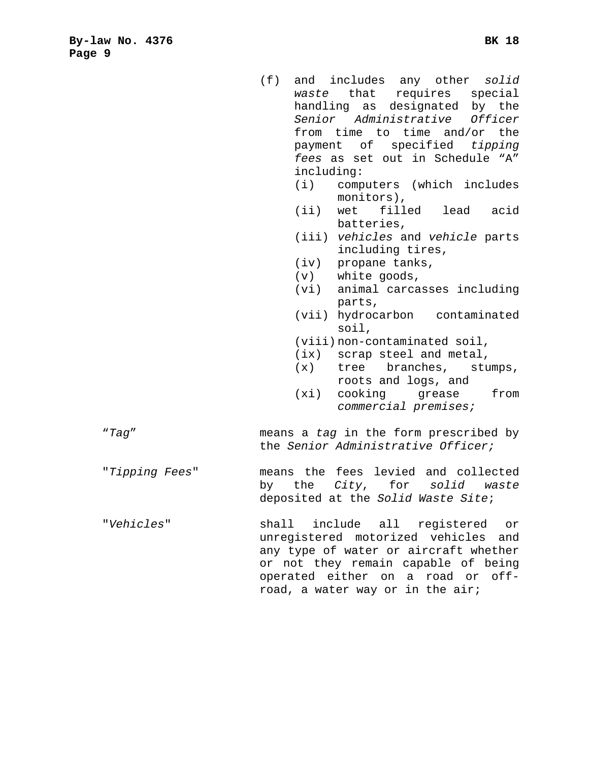(f) and includes any other *solid waste* that requires special handling as designated by the *Senior Administrative Officer* from time to time and/or the payment of specified *tipping fees* as set out in Schedule "A" including:
   - (i) computers (which includes monitors),
   - (ii) wet filled lead acid batteries,
   - (iii) *vehicles* and *vehicle* parts including tires,
   - (iv) propane tanks,
   - (v) white goods,
   - (vi) animal carcasses including parts,
   - (vii) hydrocarbon contaminated soil,
   - (viii) non-contaminated soil,
   - (ix) scrap steel and metal,
   - (x) tree branches, stumps, roots and logs, and
   - (xi) cooking grease from *commercial premises;*

"*Tag*" means a *tag* in the form prescribed by the *Senior Administrative Officer;*

"*Tipping Fees*" means the fees levied and collected by the *City*, for *solid waste* deposited at the *Solid Waste Site*;

"*Vehicles*" shall include all registered or unregistered motorized vehicles and any type of water or aircraft whether or not they remain capable of being operated either on a road or off-road, a water way or in the air;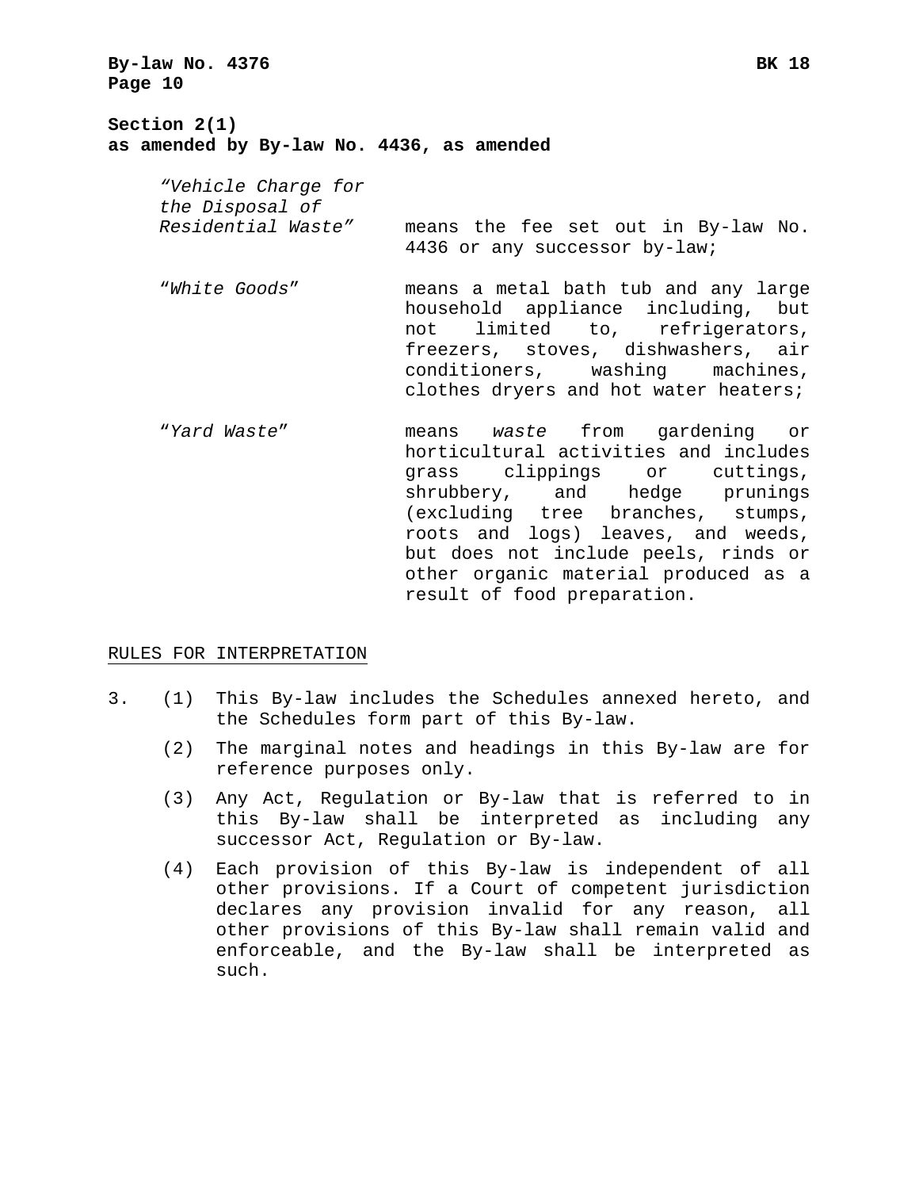**Section 2(1)**
**as amended by By-law No. 4436, as amended**

*"Vehicle Charge for the Disposal of Residential Waste"* means the fee set out in By-law No. 4436 or any successor by-law;

"*White Goods*" means a metal bath tub and any large household appliance including, but not limited to, refrigerators, freezers, stoves, dishwashers, air conditioners, washing machines, clothes dryers and hot water heaters;

"*Yard Waste*" means *waste* from gardening or horticultural activities and includes grass clippings or cuttings, shrubbery, and hedge prunings (excluding tree branches, stumps, roots and logs) leaves, and weeds, but does not include peels, rinds or other organic material produced as a result of food preparation.

RULES FOR INTERPRETATION

3. (1) This By-law includes the Schedules annexed hereto, and the Schedules form part of this By-law.

   (2) The marginal notes and headings in this By-law are for reference purposes only.

   (3) Any Act, Regulation or By-law that is referred to in this By-law shall be interpreted as including any successor Act, Regulation or By-law.

   (4) Each provision of this By-law is independent of all other provisions. If a Court of competent jurisdiction declares any provision invalid for any reason, all other provisions of this By-law shall remain valid and enforceable, and the By-law shall be interpreted as such.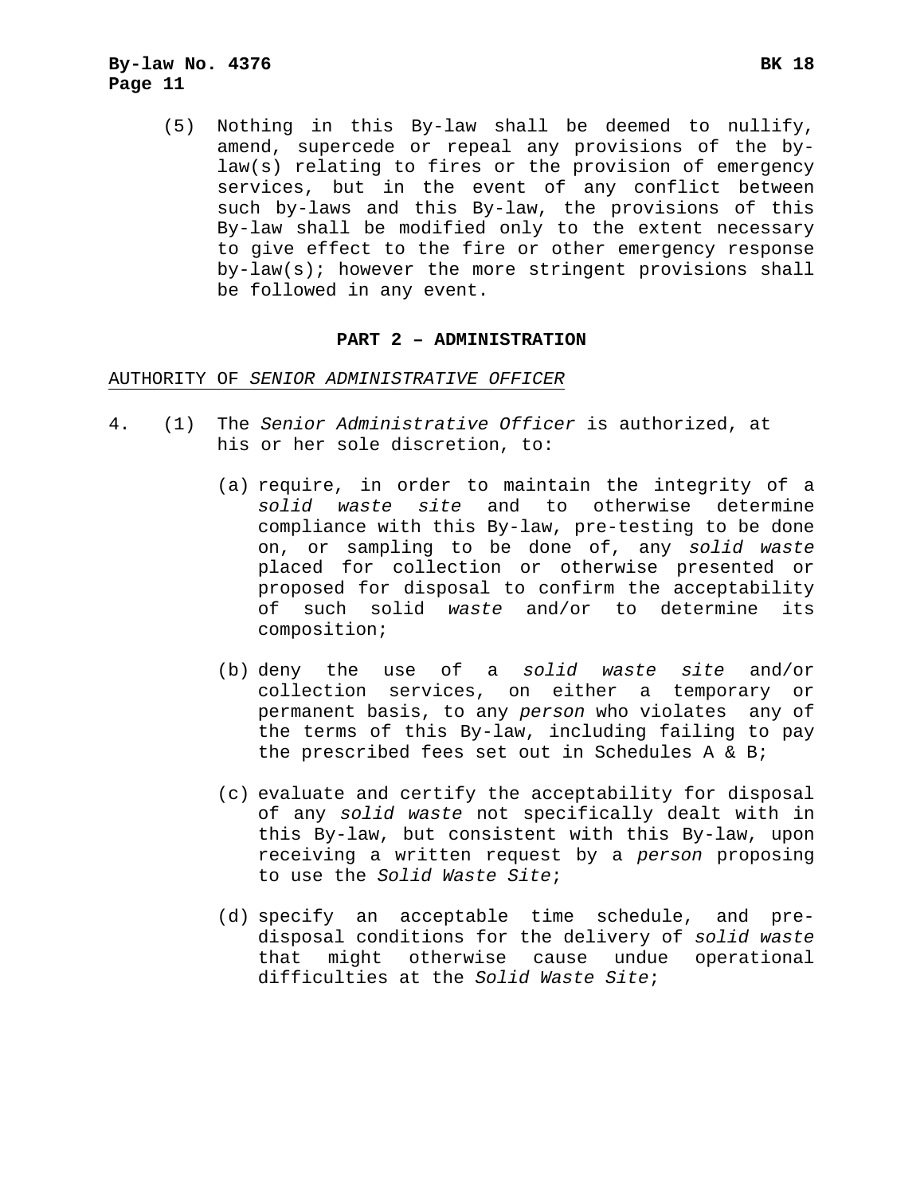(5) Nothing in this By-law shall be deemed to nullify, amend, supercede or repeal any provisions of the by-law(s) relating to fires or the provision of emergency services, but in the event of any conflict between such by-laws and this By-law, the provisions of this By-law shall be modified only to the extent necessary to give effect to the fire or other emergency response by-law(s); however the more stringent provisions shall be followed in any event.

## PART 2 – ADMINISTRATION

AUTHORITY OF *SENIOR ADMINISTRATIVE OFFICER*

4. (1) The *Senior Administrative Officer* is authorized, at his or her sole discretion, to:

   (a) require, in order to maintain the integrity of a *solid waste site* and to otherwise determine compliance with this By-law, pre-testing to be done on, or sampling to be done of, any *solid waste* placed for collection or otherwise presented or proposed for disposal to confirm the acceptability of such solid *waste* and/or to determine its composition;

   (b) deny the use of a *solid waste site* and/or collection services, on either a temporary or permanent basis, to any *person* who violates any of the terms of this By-law, including failing to pay the prescribed fees set out in Schedules A & B;

   (c) evaluate and certify the acceptability for disposal of any *solid waste* not specifically dealt with in this By-law, but consistent with this By-law, upon receiving a written request by a *person* proposing to use the *Solid Waste Site*;

   (d) specify an acceptable time schedule, and pre-disposal conditions for the delivery of *solid waste* that might otherwise cause undue operational difficulties at the *Solid Waste Site*;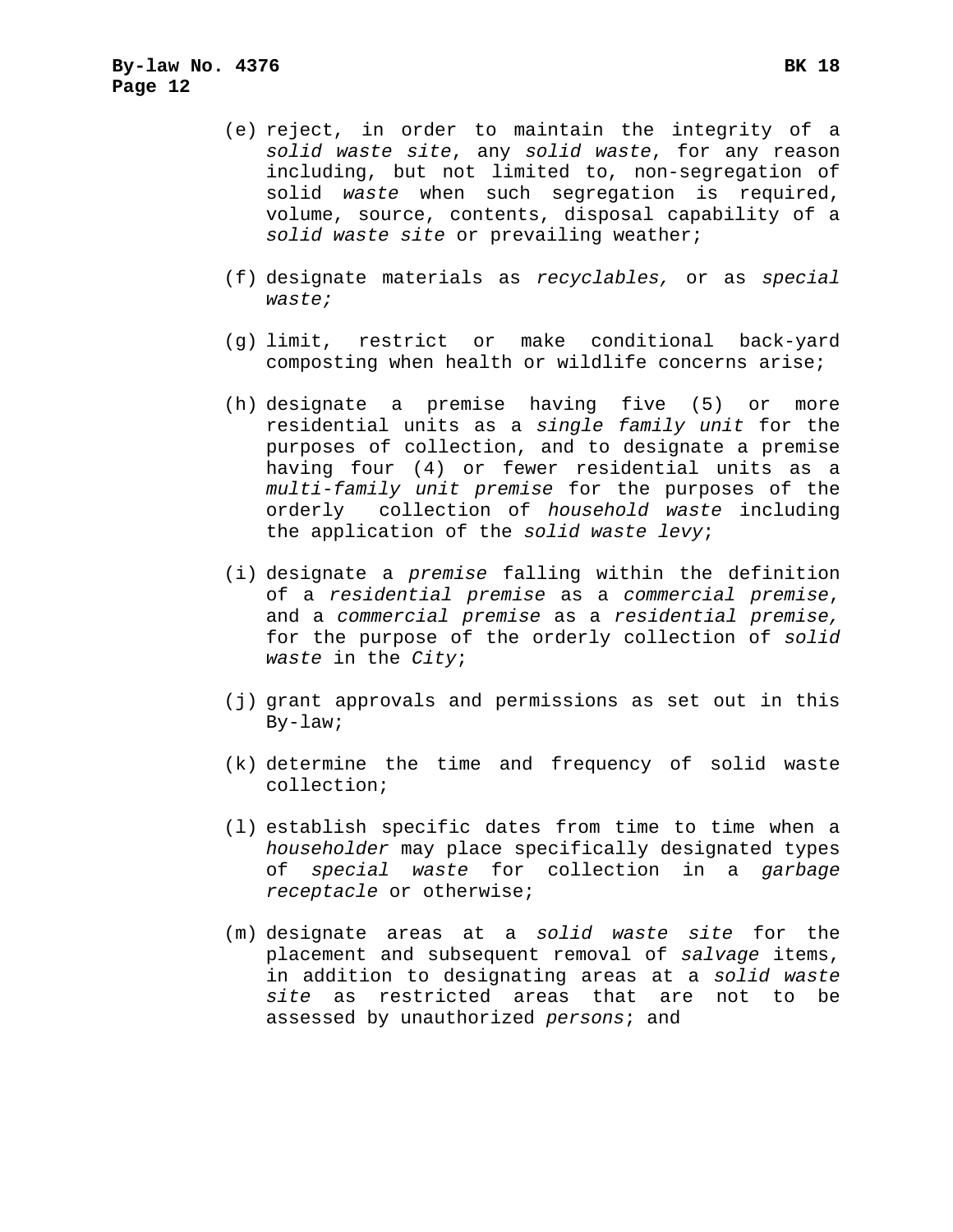(e) reject, in order to maintain the integrity of a *solid waste site*, any *solid waste*, for any reason including, but not limited to, non-segregation of solid *waste* when such segregation is required, volume, source, contents, disposal capability of a *solid waste site* or prevailing weather;

(f) designate materials as *recyclables,* or as *special waste;*

(g) limit, restrict or make conditional back-yard composting when health or wildlife concerns arise;

(h) designate a premise having five (5) or more residential units as a *single family unit* for the purposes of collection, and to designate a premise having four (4) or fewer residential units as a *multi-family unit premise* for the purposes of the orderly collection of *household waste* including the application of the *solid waste levy*;

(i) designate a *premise* falling within the definition of a *residential premise* as a *commercial premise*, and a *commercial premise* as a *residential premise,* for the purpose of the orderly collection of *solid waste* in the *City*;

(j) grant approvals and permissions as set out in this By-law;

(k) determine the time and frequency of solid waste collection;

(l) establish specific dates from time to time when a *householder* may place specifically designated types of *special waste* for collection in a *garbage receptacle* or otherwise;

(m) designate areas at a *solid waste site* for the placement and subsequent removal of *salvage* items, in addition to designating areas at a *solid waste site* as restricted areas that are not to be assessed by unauthorized *persons*; and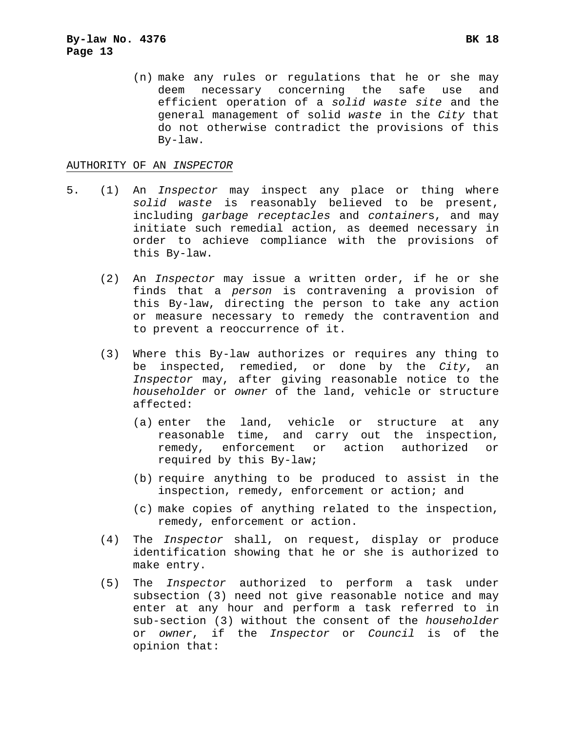(n) make any rules or regulations that he or she may deem necessary concerning the safe use and efficient operation of a *solid waste site* and the general management of solid *waste* in the *City* that do not otherwise contradict the provisions of this By-law.

AUTHORITY OF AN *INSPECTOR*

5. (1) An *Inspector* may inspect any place or thing where *solid waste* is reasonably believed to be present, including *garbage receptacles* and *container*s, and may initiate such remedial action, as deemed necessary in order to achieve compliance with the provisions of this By-law.

   (2) An *Inspector* may issue a written order, if he or she finds that a *person* is contravening a provision of this By-law, directing the person to take any action or measure necessary to remedy the contravention and to prevent a reoccurrence of it.

   (3) Where this By-law authorizes or requires any thing to be inspected, remedied, or done by the *City*, an *Inspector* may, after giving reasonable notice to the *householder* or *owner* of the land, vehicle or structure affected:

   (a) enter the land, vehicle or structure at any reasonable time, and carry out the inspection, remedy, enforcement or action authorized or required by this By-law;

   (b) require anything to be produced to assist in the inspection, remedy, enforcement or action; and

   (c) make copies of anything related to the inspection, remedy, enforcement or action.

   (4) The *Inspector* shall, on request, display or produce identification showing that he or she is authorized to make entry.

   (5) The *Inspector* authorized to perform a task under subsection (3) need not give reasonable notice and may enter at any hour and perform a task referred to in sub-section (3) without the consent of the *householder* or *owner*, if the *Inspector* or *Council* is of the opinion that: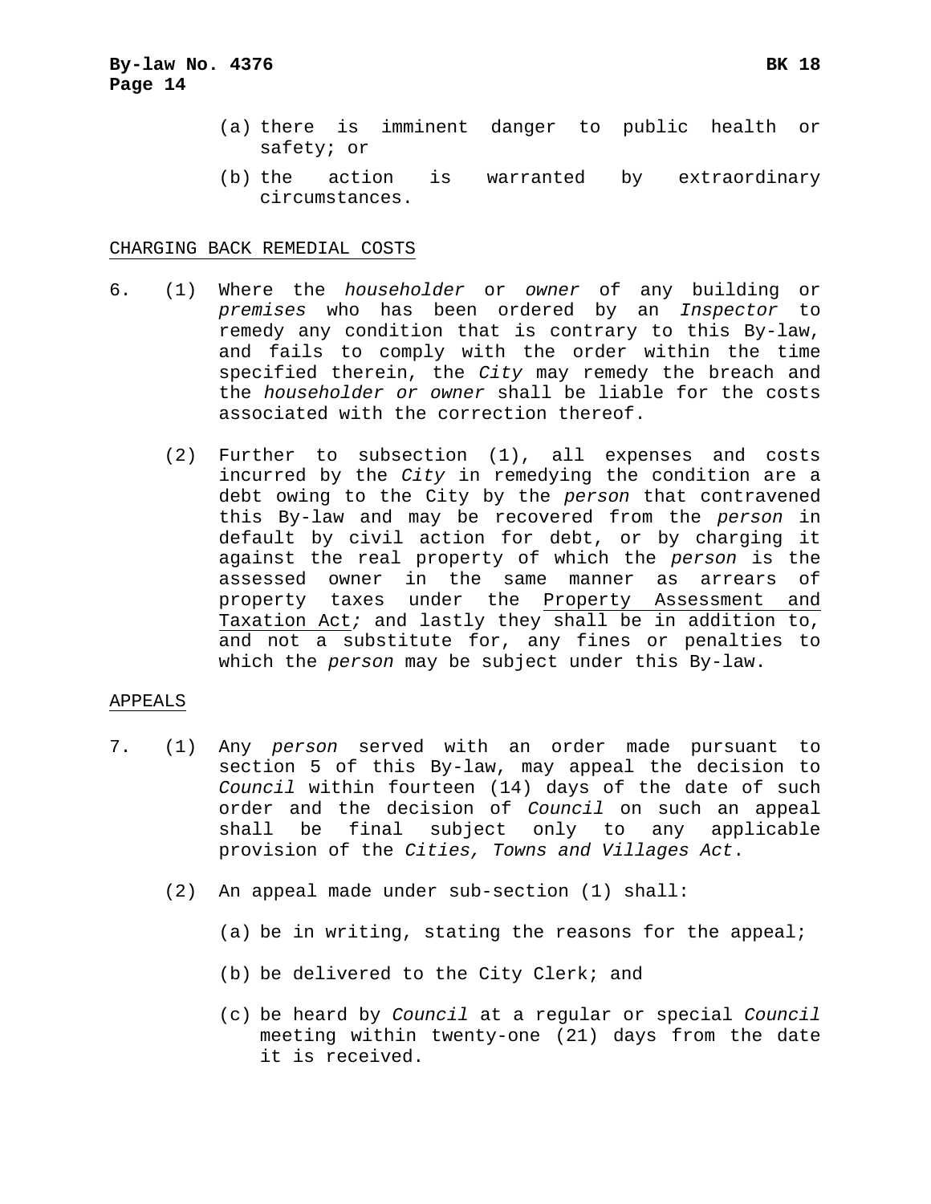(a) there is imminent danger to public health or safety; or

(b) the action is warranted by extraordinary circumstances.

CHARGING BACK REMEDIAL COSTS

6. (1) Where the *householder* or *owner* of any building or *premises* who has been ordered by an *Inspector* to remedy any condition that is contrary to this By-law, and fails to comply with the order within the time specified therein, the *City* may remedy the breach and the *householder or owner* shall be liable for the costs associated with the correction thereof.

(2) Further to subsection (1), all expenses and costs incurred by the *City* in remedying the condition are a debt owing to the City by the *person* that contravened this By-law and may be recovered from the *person* in default by civil action for debt, or by charging it against the real property of which the *person* is the assessed owner in the same manner as arrears of property taxes under the Property Assessment and Taxation Act*;* and lastly they shall be in addition to, and not a substitute for, any fines or penalties to which the *person* may be subject under this By-law.

APPEALS

7. (1) Any *person* served with an order made pursuant to section 5 of this By-law, may appeal the decision to *Council* within fourteen (14) days of the date of such order and the decision of *Council* on such an appeal shall be final subject only to any applicable provision of the *Cities, Towns and Villages Act*.

(2) An appeal made under sub-section (1) shall:

(a) be in writing, stating the reasons for the appeal;

(b) be delivered to the City Clerk; and

(c) be heard by *Council* at a regular or special *Council* meeting within twenty-one (21) days from the date it is received.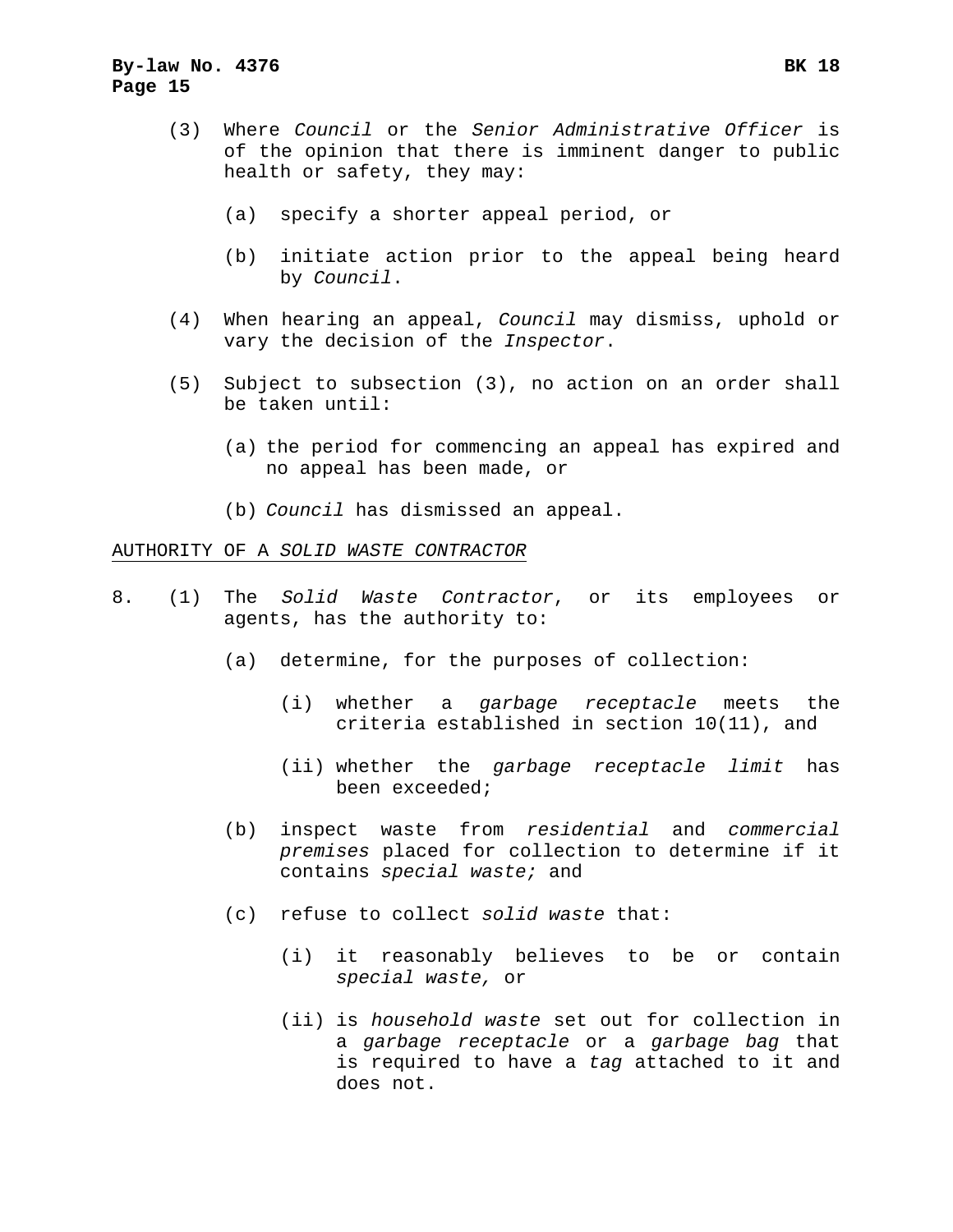(3) Where *Council* or the *Senior Administrative Officer* is of the opinion that there is imminent danger to public health or safety, they may:

(a) specify a shorter appeal period, or

(b) initiate action prior to the appeal being heard by *Council*.

(4) When hearing an appeal, *Council* may dismiss, uphold or vary the decision of the *Inspector*.

(5) Subject to subsection (3), no action on an order shall be taken until:

(a) the period for commencing an appeal has expired and no appeal has been made, or

(b) *Council* has dismissed an appeal.

<u>AUTHORITY OF A *SOLID WASTE CONTRACTOR*</u>

8. (1) The *Solid Waste Contractor*, or its employees or agents, has the authority to:

(a) determine, for the purposes of collection:

(i) whether a *garbage receptacle* meets the criteria established in section 10(11), and

(ii) whether the *garbage receptacle limit* has been exceeded;

(b) inspect waste from *residential* and *commercial premises* placed for collection to determine if it contains *special waste;* and

(c) refuse to collect *solid waste* that:

(i) it reasonably believes to be or contain *special waste,* or

(ii) is *household waste* set out for collection in a *garbage receptacle* or a *garbage bag* that is required to have a *tag* attached to it and does not.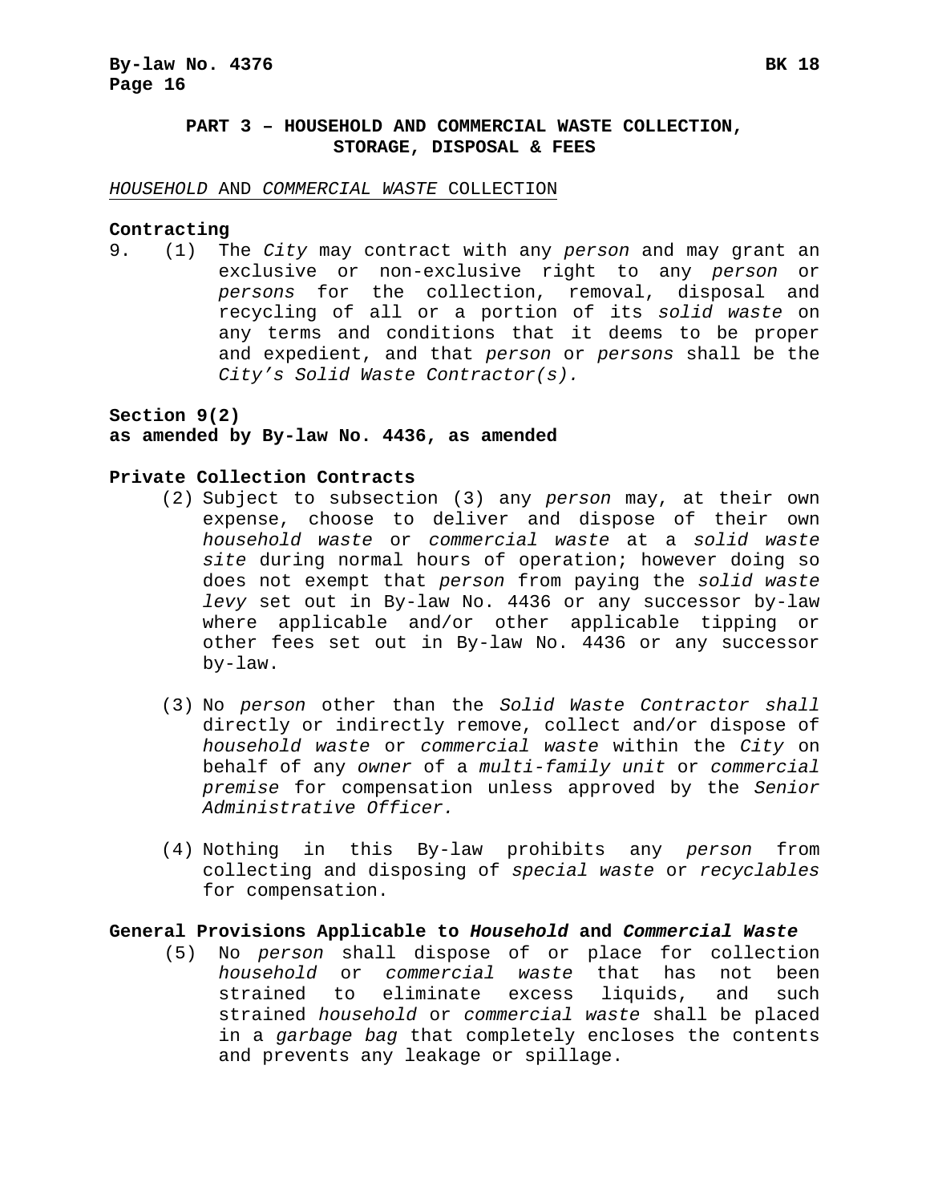## PART 3 – HOUSEHOLD AND COMMERCIAL WASTE COLLECTION, STORAGE, DISPOSAL & FEES

*HOUSEHOLD* AND *COMMERCIAL WASTE* COLLECTION

**Contracting**

9. (1) The *City* may contract with any *person* and may grant an exclusive or non-exclusive right to any *person* or *persons* for the collection, removal, disposal and recycling of all or a portion of its *solid waste* on any terms and conditions that it deems to be proper and expedient, and that *person* or *persons* shall be the *City's Solid Waste Contractor(s).*

**Section 9(2)**
**as amended by By-law No. 4436, as amended**

**Private Collection Contracts**

(2) Subject to subsection (3) any *person* may, at their own expense, choose to deliver and dispose of their own *household waste* or *commercial waste* at a *solid waste site* during normal hours of operation; however doing so does not exempt that *person* from paying the *solid waste levy* set out in By-law No. 4436 or any successor by-law where applicable and/or other applicable tipping or other fees set out in By-law No. 4436 or any successor by-law.

(3) No *person* other than the *Solid Waste Contractor shall* directly or indirectly remove, collect and/or dispose of *household waste* or *commercial waste* within the *City* on behalf of any *owner* of a *multi-family unit* or *commercial premise* for compensation unless approved by the *Senior Administrative Officer.*

(4) Nothing in this By-law prohibits any *person* from collecting and disposing of *special waste* or *recyclables* for compensation.

**General Provisions Applicable to *Household* and *Commercial Waste***

(5) No *person* shall dispose of or place for collection *household* or *commercial waste* that has not been strained to eliminate excess liquids, and such strained *household* or *commercial waste* shall be placed in a *garbage bag* that completely encloses the contents and prevents any leakage or spillage.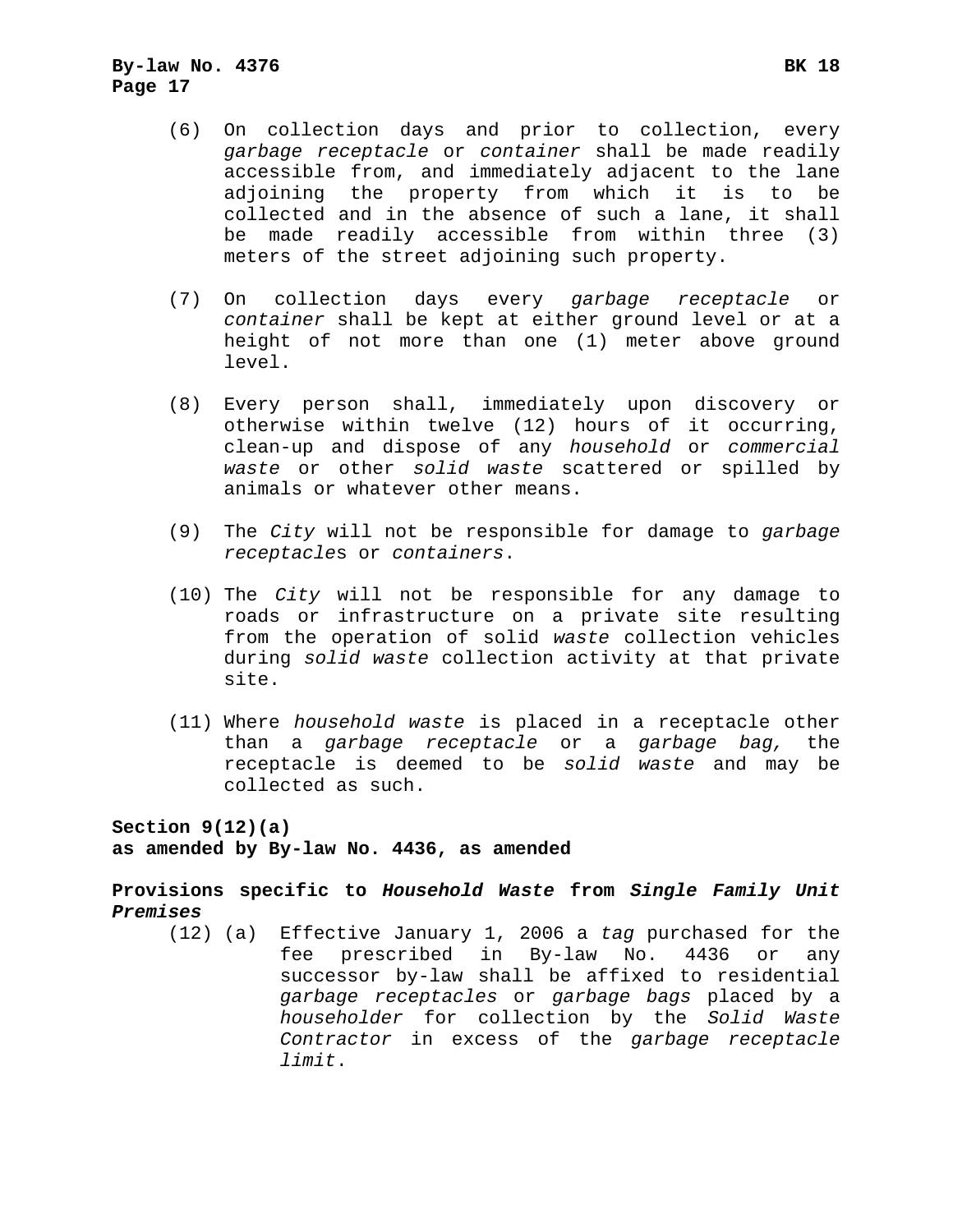(6) On collection days and prior to collection, every *garbage receptacle* or *container* shall be made readily accessible from, and immediately adjacent to the lane adjoining the property from which it is to be collected and in the absence of such a lane, it shall be made readily accessible from within three (3) meters of the street adjoining such property.

(7) On collection days every *garbage receptacle* or *container* shall be kept at either ground level or at a height of not more than one (1) meter above ground level.

(8) Every person shall, immediately upon discovery or otherwise within twelve (12) hours of it occurring, clean-up and dispose of any *household* or *commercial waste* or other *solid waste* scattered or spilled by animals or whatever other means.

(9) The *City* will not be responsible for damage to *garbage receptacle*s or *containers*.

(10) The *City* will not be responsible for any damage to roads or infrastructure on a private site resulting from the operation of solid *waste* collection vehicles during *solid waste* collection activity at that private site.

(11) Where *household waste* is placed in a receptacle other than a *garbage receptacle* or a *garbage bag,* the receptacle is deemed to be *solid waste* and may be collected as such.

**Section 9(12)(a)**
**as amended by By-law No. 4436, as amended**

**Provisions specific to *Household Waste* from *Single Family Unit Premises***

(12) (a) Effective January 1, 2006 a *tag* purchased for the fee prescribed in By-law No. 4436 or any successor by-law shall be affixed to residential *garbage receptacles* or *garbage bags* placed by a *householder* for collection by the *Solid Waste Contractor* in excess of the *garbage receptacle limit*.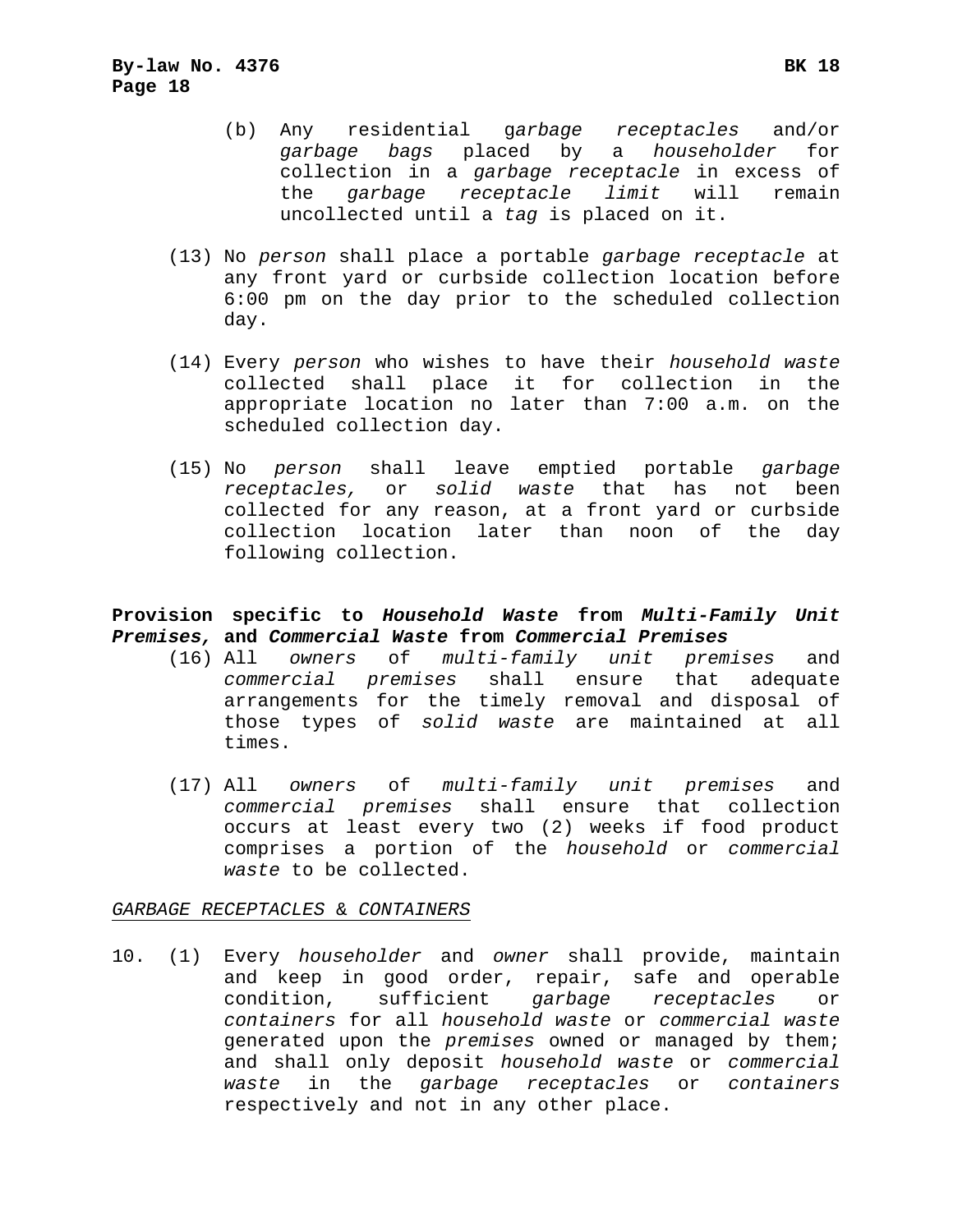(b) Any residential *garbage receptacles* and/or *garbage bags* placed by a *householder* for collection in a *garbage receptacle* in excess of the *garbage receptacle limit* will remain uncollected until a *tag* is placed on it.

(13) No *person* shall place a portable *garbage receptacle* at any front yard or curbside collection location before 6:00 pm on the day prior to the scheduled collection day.

(14) Every *person* who wishes to have their *household waste* collected shall place it for collection in the appropriate location no later than 7:00 a.m. on the scheduled collection day.

(15) No *person* shall leave emptied portable *garbage receptacles,* or *solid waste* that has not been collected for any reason, at a front yard or curbside collection location later than noon of the day following collection.

**Provision specific to *Household Waste* from *Multi-Family Unit Premises,* and *Commercial Waste* from *Commercial Premises***

(16) All *owners* of *multi-family unit premises* and *commercial premises* shall ensure that adequate arrangements for the timely removal and disposal of those types of *solid waste* are maintained at all times.

(17) All *owners* of *multi-family unit premises* and *commercial premises* shall ensure that collection occurs at least every two (2) weeks if food product comprises a portion of the *household* or *commercial waste* to be collected.

<u>*GARBAGE RECEPTACLES & CONTAINERS*</u>

10. (1) Every *householder* and *owner* shall provide, maintain and keep in good order, repair, safe and operable condition, sufficient *garbage receptacles* or *containers* for all *household waste* or *commercial waste* generated upon the *premises* owned or managed by them; and shall only deposit *household waste* or *commercial waste* in the *garbage receptacles* or *containers* respectively and not in any other place.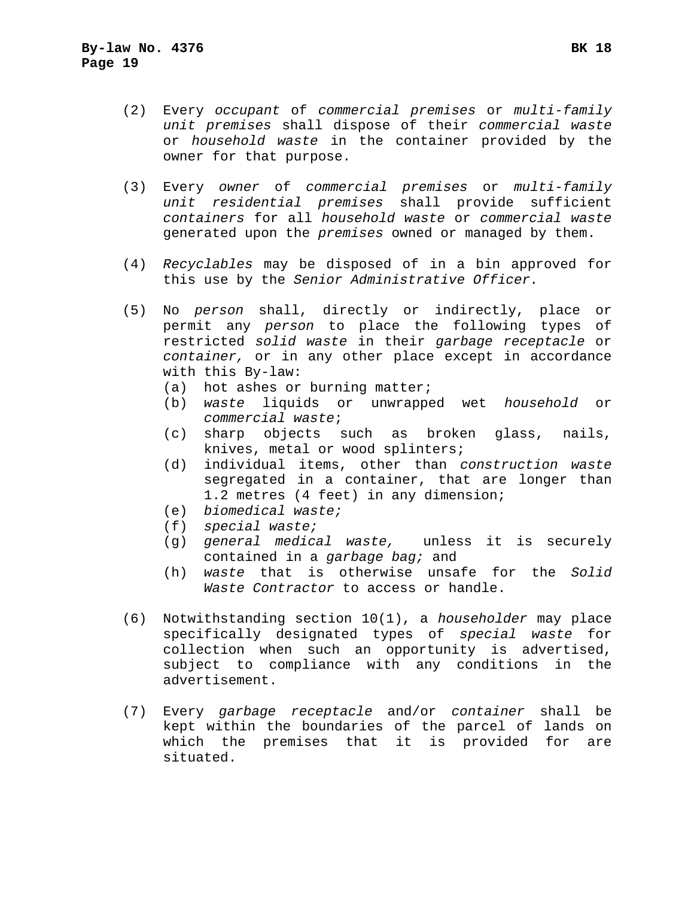(2) Every *occupant* of *commercial premises* or *multi-family unit premises* shall dispose of their *commercial waste* or *household waste* in the container provided by the owner for that purpose.

(3) Every *owner* of *commercial premises* or *multi-family unit residential premises* shall provide sufficient *containers* for all *household waste* or *commercial waste* generated upon the *premises* owned or managed by them.

(4) *Recyclables* may be disposed of in a bin approved for this use by the *Senior Administrative Officer.*

(5) No *person* shall, directly or indirectly, place or permit any *person* to place the following types of restricted *solid waste* in their *garbage receptacle* or *container,* or in any other place except in accordance with this By-law:
   (a) hot ashes or burning matter;
   (b) *waste* liquids or unwrapped wet *household* or *commercial waste*;
   (c) sharp objects such as broken glass, nails, knives, metal or wood splinters;
   (d) individual items, other than *construction waste* segregated in a container, that are longer than 1.2 metres (4 feet) in any dimension;
   (e) *biomedical waste;*
   (f) *special waste;*
   (g) *general medical waste,* unless it is securely contained in a *garbage bag;* and
   (h) *waste* that is otherwise unsafe for the *Solid Waste Contractor* to access or handle.

(6) Notwithstanding section 10(1), a *householder* may place specifically designated types of *special waste* for collection when such an opportunity is advertised, subject to compliance with any conditions in the advertisement.

(7) Every *garbage receptacle* and/or *container* shall be kept within the boundaries of the parcel of lands on which the premises that it is provided for are situated.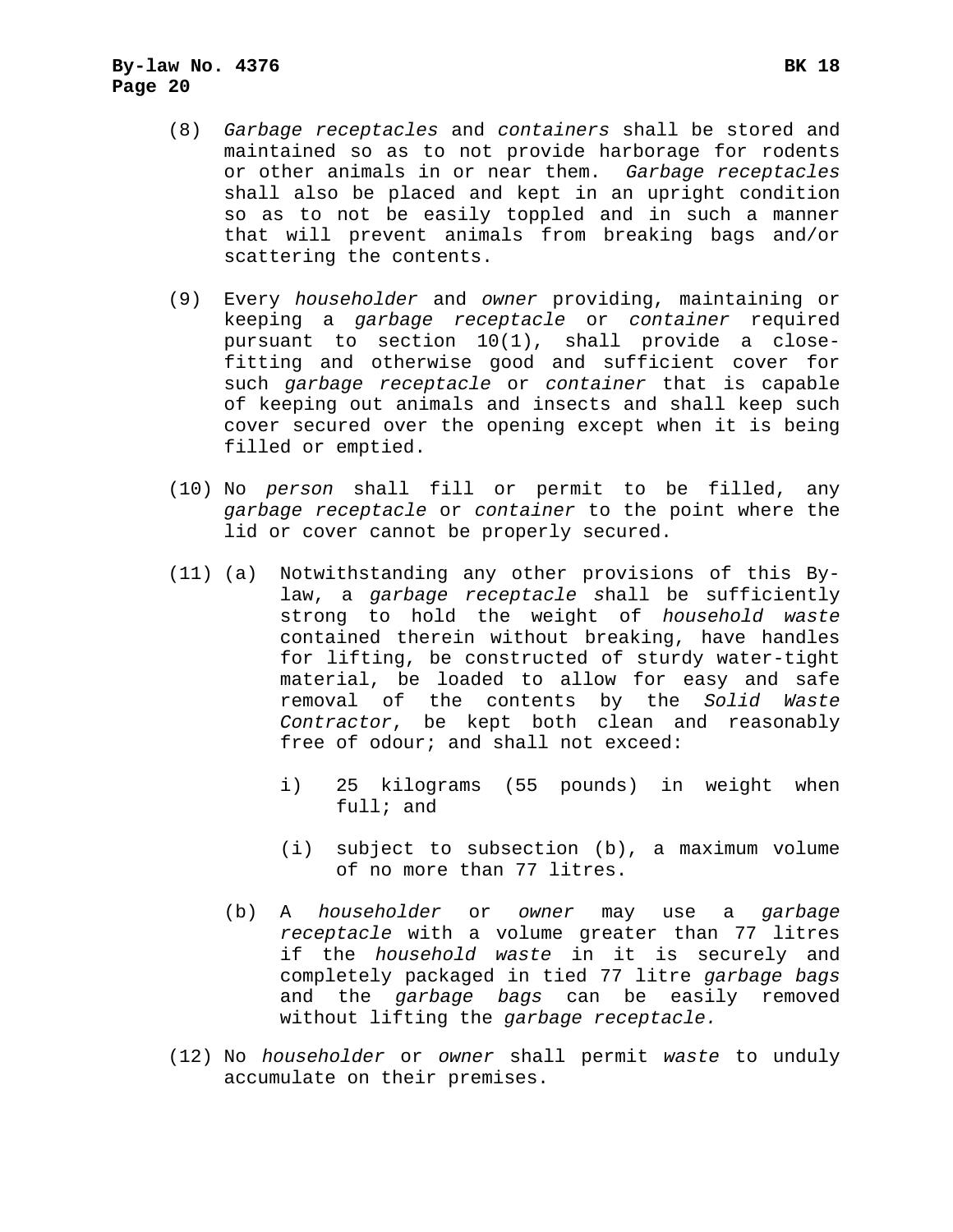(8) *Garbage receptacles* and *containers* shall be stored and maintained so as to not provide harborage for rodents or other animals in or near them. *Garbage receptacles* shall also be placed and kept in an upright condition so as to not be easily toppled and in such a manner that will prevent animals from breaking bags and/or scattering the contents.

(9) Every *householder* and *owner* providing, maintaining or keeping a *garbage receptacle* or *container* required pursuant to section 10(1), shall provide a close-fitting and otherwise good and sufficient cover for such *garbage receptacle* or *container* that is capable of keeping out animals and insects and shall keep such cover secured over the opening except when it is being filled or emptied.

(10) No *person* shall fill or permit to be filled, any *garbage receptacle* or *container* to the point where the lid or cover cannot be properly secured.

(11) (a) Notwithstanding any other provisions of this By-law, a *garbage receptacle s*hall be sufficiently strong to hold the weight of *household waste* contained therein without breaking, have handles for lifting, be constructed of sturdy water-tight material, be loaded to allow for easy and safe removal of the contents by the *Solid Waste Contractor*, be kept both clean and reasonably free of odour; and shall not exceed:

i) 25 kilograms (55 pounds) in weight when full; and

(i) subject to subsection (b), a maximum volume of no more than 77 litres.

(b) A *householder* or *owner* may use a *garbage receptacle* with a volume greater than 77 litres if the *household waste* in it is securely and completely packaged in tied 77 litre *garbage bags* and the *garbage bags* can be easily removed without lifting the *garbage receptacle.*

(12) No *householder* or *owner* shall permit *waste* to unduly accumulate on their premises.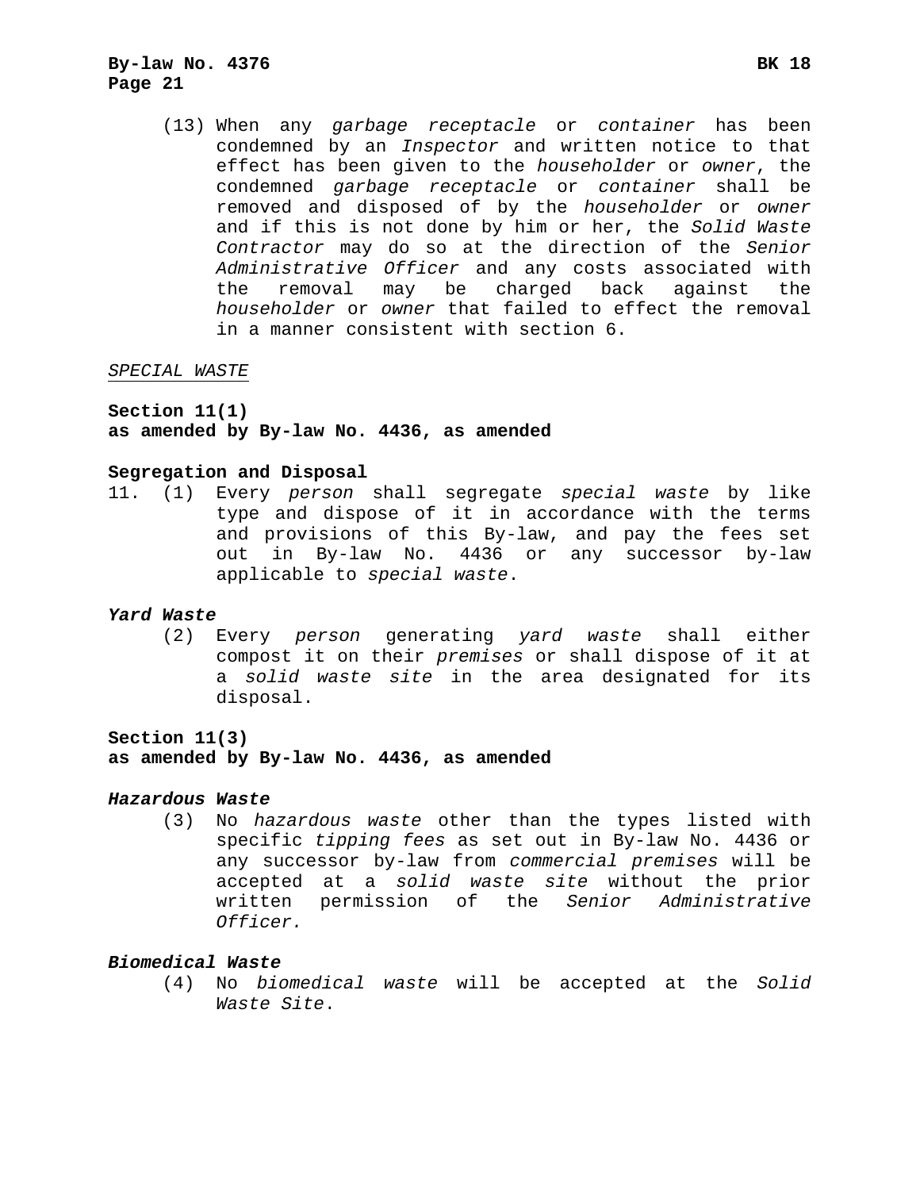(13) When any *garbage receptacle* or *container* has been condemned by an *Inspector* and written notice to that effect has been given to the *householder* or *owner*, the condemned *garbage receptacle* or *container* shall be removed and disposed of by the *householder* or *owner* and if this is not done by him or her, the *Solid Waste Contractor* may do so at the direction of the *Senior Administrative Officer* and any costs associated with the removal may be charged back against the *householder* or *owner* that failed to effect the removal in a manner consistent with section 6.

*SPECIAL WASTE*

**Section 11(1)**
**as amended by By-law No. 4436, as amended**

**Segregation and Disposal**

11. (1) Every *person* shall segregate *special waste* by like type and dispose of it in accordance with the terms and provisions of this By-law, and pay the fees set out in By-law No. 4436 or any successor by-law applicable to *special waste*.

***Yard Waste***

(2) Every *person* generating *yard waste* shall either compost it on their *premises* or shall dispose of it at a *solid waste site* in the area designated for its disposal.

**Section 11(3)**
**as amended by By-law No. 4436, as amended**

***Hazardous Waste***

(3) No *hazardous waste* other than the types listed with specific *tipping fees* as set out in By-law No. 4436 or any successor by-law from *commercial premises* will be accepted at a *solid waste site* without the prior written permission of the *Senior Administrative Officer.*

***Biomedical Waste***

(4) No *biomedical waste* will be accepted at the *Solid Waste Site*.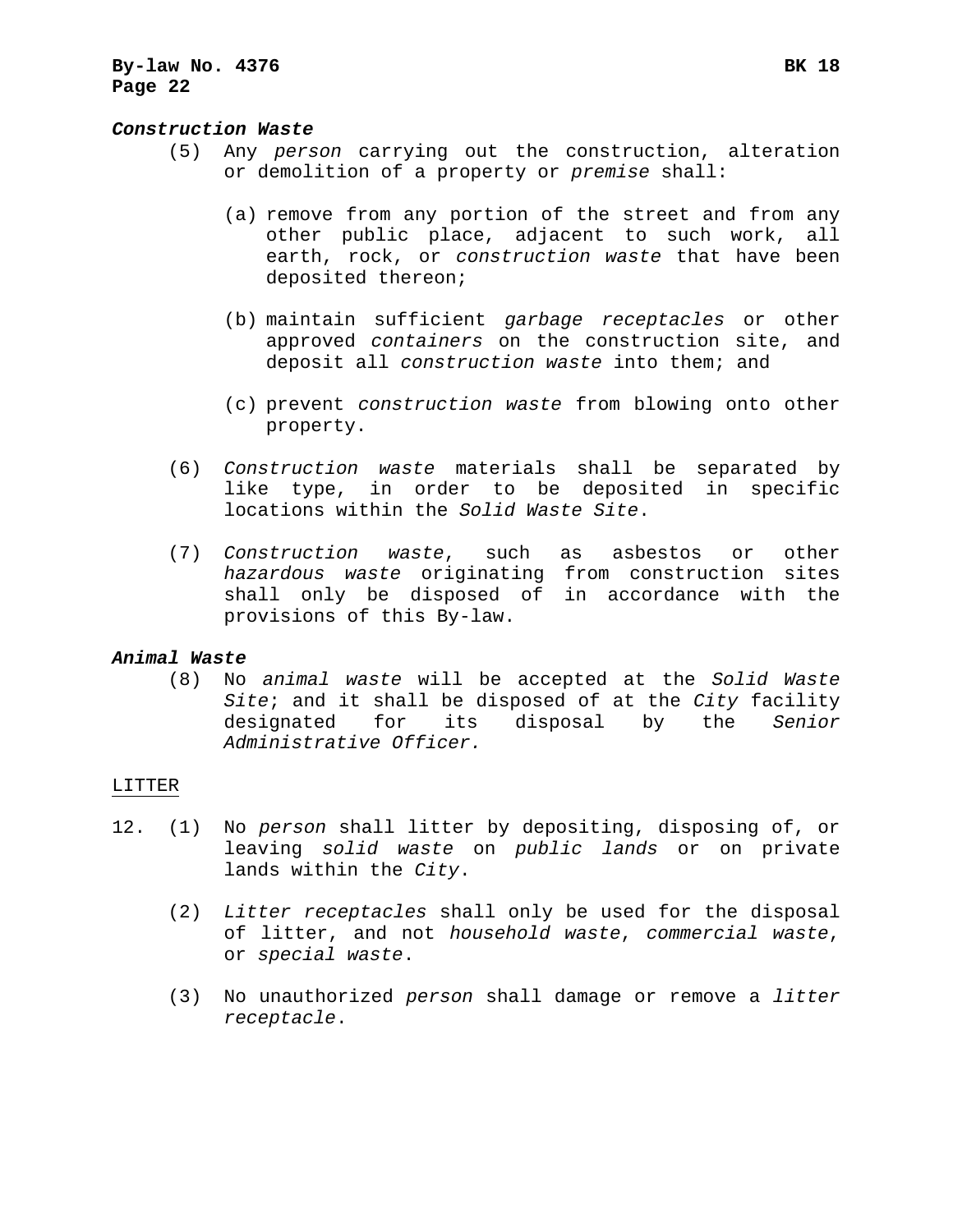***Construction Waste***

(5) Any *person* carrying out the construction, alteration or demolition of a property or *premise* shall:

(a) remove from any portion of the street and from any other public place, adjacent to such work, all earth, rock, or *construction waste* that have been deposited thereon;

(b) maintain sufficient *garbage receptacles* or other approved *containers* on the construction site, and deposit all *construction waste* into them; and

(c) prevent *construction waste* from blowing onto other property.

(6) *Construction waste* materials shall be separated by like type, in order to be deposited in specific locations within the *Solid Waste Site*.

(7) *Construction waste*, such as asbestos or other *hazardous waste* originating from construction sites shall only be disposed of in accordance with the provisions of this By-law.

***Animal Waste***

(8) No *animal waste* will be accepted at the *Solid Waste Site*; and it shall be disposed of at the *City* facility designated for its disposal by the *Senior Administrative Officer.*

<u>LITTER</u>

12. (1) No *person* shall litter by depositing, disposing of, or leaving *solid waste* on *public lands* or on private lands within the *City*.

(2) *Litter receptacles* shall only be used for the disposal of litter, and not *household waste*, *commercial waste*, or *special waste*.

(3) No unauthorized *person* shall damage or remove a *litter receptacle*.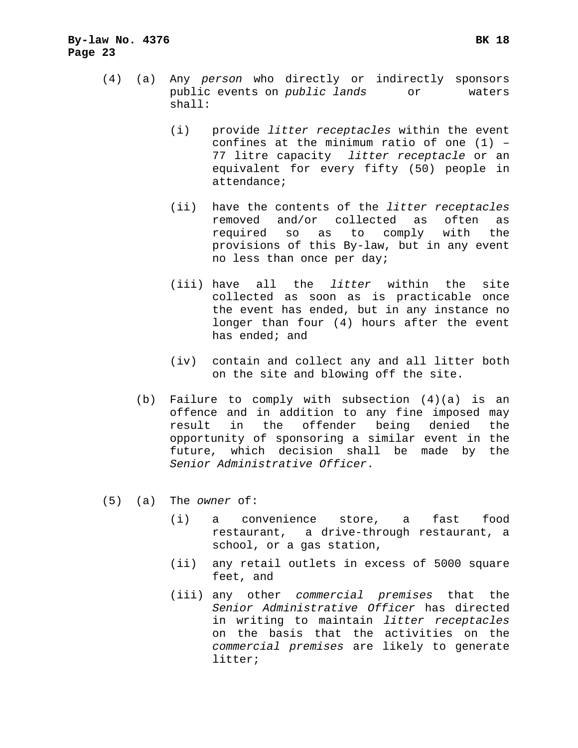(4) (a) Any *person* who directly or indirectly sponsors public events on *public lands* or waters shall:

(i) provide *litter receptacles* within the event confines at the minimum ratio of one (1) – 77 litre capacity *litter receptacle* or an equivalent for every fifty (50) people in attendance;

(ii) have the contents of the *litter receptacles* removed and/or collected as often as required so as to comply with the provisions of this By-law, but in any event no less than once per day;

(iii) have all the *litter* within the site collected as soon as is practicable once the event has ended, but in any instance no longer than four (4) hours after the event has ended; and

(iv) contain and collect any and all litter both on the site and blowing off the site.

(b) Failure to comply with subsection (4)(a) is an offence and in addition to any fine imposed may result in the offender being denied the opportunity of sponsoring a similar event in the future, which decision shall be made by the *Senior Administrative Officer*.

(5) (a) The *owner* of:

(i) a convenience store, a fast food restaurant, a drive-through restaurant, a school, or a gas station,

(ii) any retail outlets in excess of 5000 square feet, and

(iii) any other *commercial premises* that the *Senior Administrative Officer* has directed in writing to maintain *litter receptacles* on the basis that the activities on the *commercial premises* are likely to generate litter;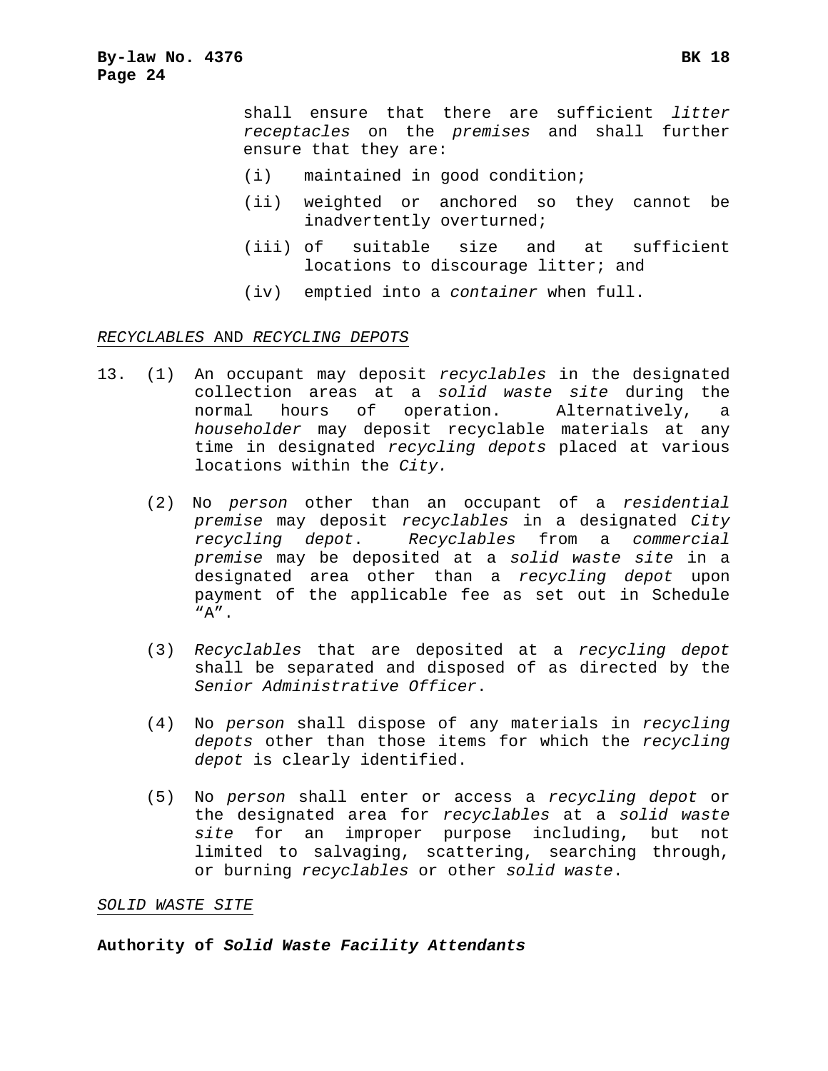shall ensure that there are sufficient *litter receptacles* on the *premises* and shall further ensure that they are:

(i) maintained in good condition;

(ii) weighted or anchored so they cannot be inadvertently overturned;

(iii) of suitable size and at sufficient locations to discourage litter; and

(iv) emptied into a *container* when full.

<u>*RECYCLABLES* AND *RECYCLING DEPOTS*</u>

13. (1) An occupant may deposit *recyclables* in the designated collection areas at a *solid waste site* during the normal hours of operation. Alternatively, a *householder* may deposit recyclable materials at any time in designated *recycling depots* placed at various locations within the *City.*

(2) No *person* other than an occupant of a *residential premise* may deposit *recyclables* in a designated *City recycling depot*. *Recyclables* from a *commercial premise* may be deposited at a *solid waste site* in a designated area other than a *recycling depot* upon payment of the applicable fee as set out in Schedule "A".

(3) *Recyclables* that are deposited at a *recycling depot* shall be separated and disposed of as directed by the *Senior Administrative Officer*.

(4) No *person* shall dispose of any materials in *recycling depots* other than those items for which the *recycling depot* is clearly identified.

(5) No *person* shall enter or access a *recycling depot* or the designated area for *recyclables* at a *solid waste site* for an improper purpose including, but not limited to salvaging, scattering, searching through, or burning *recyclables* or other *solid waste*.

<u>*SOLID WASTE SITE*</u>

**Authority of *Solid Waste Facility Attendants***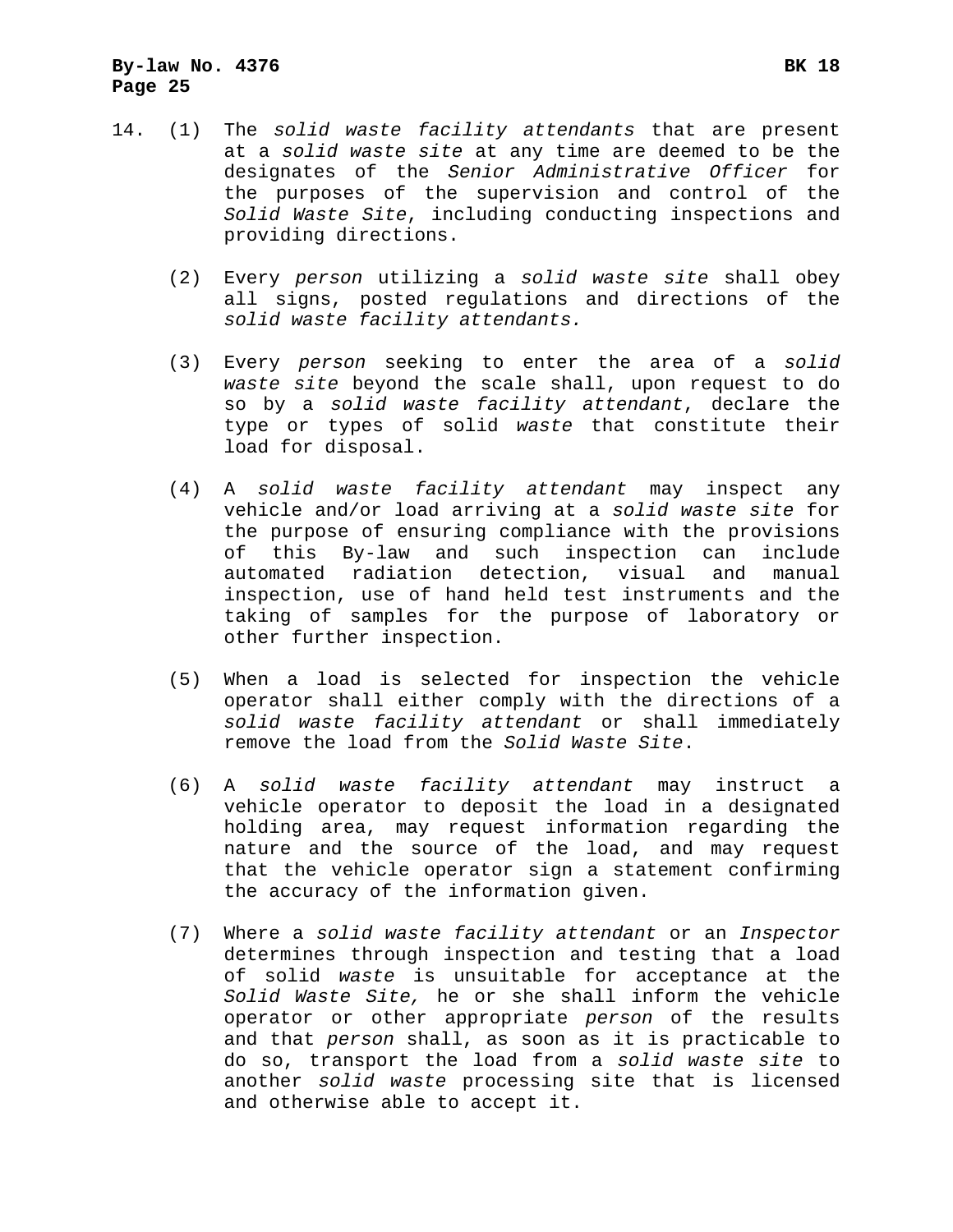14. (1) The *solid waste facility attendants* that are present at a *solid waste site* at any time are deemed to be the designates of the *Senior Administrative Officer* for the purposes of the supervision and control of the *Solid Waste Site*, including conducting inspections and providing directions.

    (2) Every *person* utilizing a *solid waste site* shall obey all signs, posted regulations and directions of the *solid waste facility attendants.*

    (3) Every *person* seeking to enter the area of a *solid waste site* beyond the scale shall, upon request to do so by a *solid waste facility attendant*, declare the type or types of solid *waste* that constitute their load for disposal.

    (4) A *solid waste facility attendant* may inspect any vehicle and/or load arriving at a *solid waste site* for the purpose of ensuring compliance with the provisions of this By-law and such inspection can include automated radiation detection, visual and manual inspection, use of hand held test instruments and the taking of samples for the purpose of laboratory or other further inspection.

    (5) When a load is selected for inspection the vehicle operator shall either comply with the directions of a *solid waste facility attendant* or shall immediately remove the load from the *Solid Waste Site*.

    (6) A *solid waste facility attendant* may instruct a vehicle operator to deposit the load in a designated holding area, may request information regarding the nature and the source of the load, and may request that the vehicle operator sign a statement confirming the accuracy of the information given.

    (7) Where a *solid waste facility attendant* or an *Inspector* determines through inspection and testing that a load of solid *waste* is unsuitable for acceptance at the *Solid Waste Site,* he or she shall inform the vehicle operator or other appropriate *person* of the results and that *person* shall, as soon as it is practicable to do so, transport the load from a *solid waste site* to another *solid waste* processing site that is licensed and otherwise able to accept it.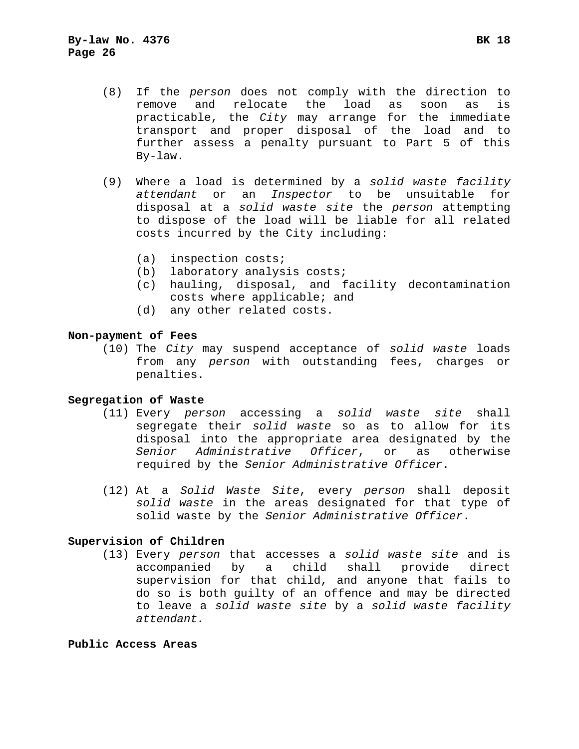(8) If the *person* does not comply with the direction to remove and relocate the load as soon as is practicable, the *City* may arrange for the immediate transport and proper disposal of the load and to further assess a penalty pursuant to Part 5 of this By-law.

(9) Where a load is determined by a *solid waste facility attendant* or an *Inspector* to be unsuitable for disposal at a *solid waste site* the *person* attempting to dispose of the load will be liable for all related costs incurred by the City including:

   (a) inspection costs;
   (b) laboratory analysis costs;
   (c) hauling, disposal, and facility decontamination costs where applicable; and
   (d) any other related costs.

**Non-payment of Fees**

(10) The *City* may suspend acceptance of *solid waste* loads from any *person* with outstanding fees, charges or penalties.

**Segregation of Waste**

(11) Every *person* accessing a *solid waste site* shall segregate their *solid waste* so as to allow for its disposal into the appropriate area designated by the *Senior Administrative Officer*, or as otherwise required by the *Senior Administrative Officer*.

(12) At a *Solid Waste Site*, every *person* shall deposit *solid waste* in the areas designated for that type of solid waste by the *Senior Administrative Officer*.

**Supervision of Children**

(13) Every *person* that accesses a *solid waste site* and is accompanied by a child shall provide direct supervision for that child, and anyone that fails to do so is both guilty of an offence and may be directed to leave a *solid waste site* by a *solid waste facility attendant.*

**Public Access Areas**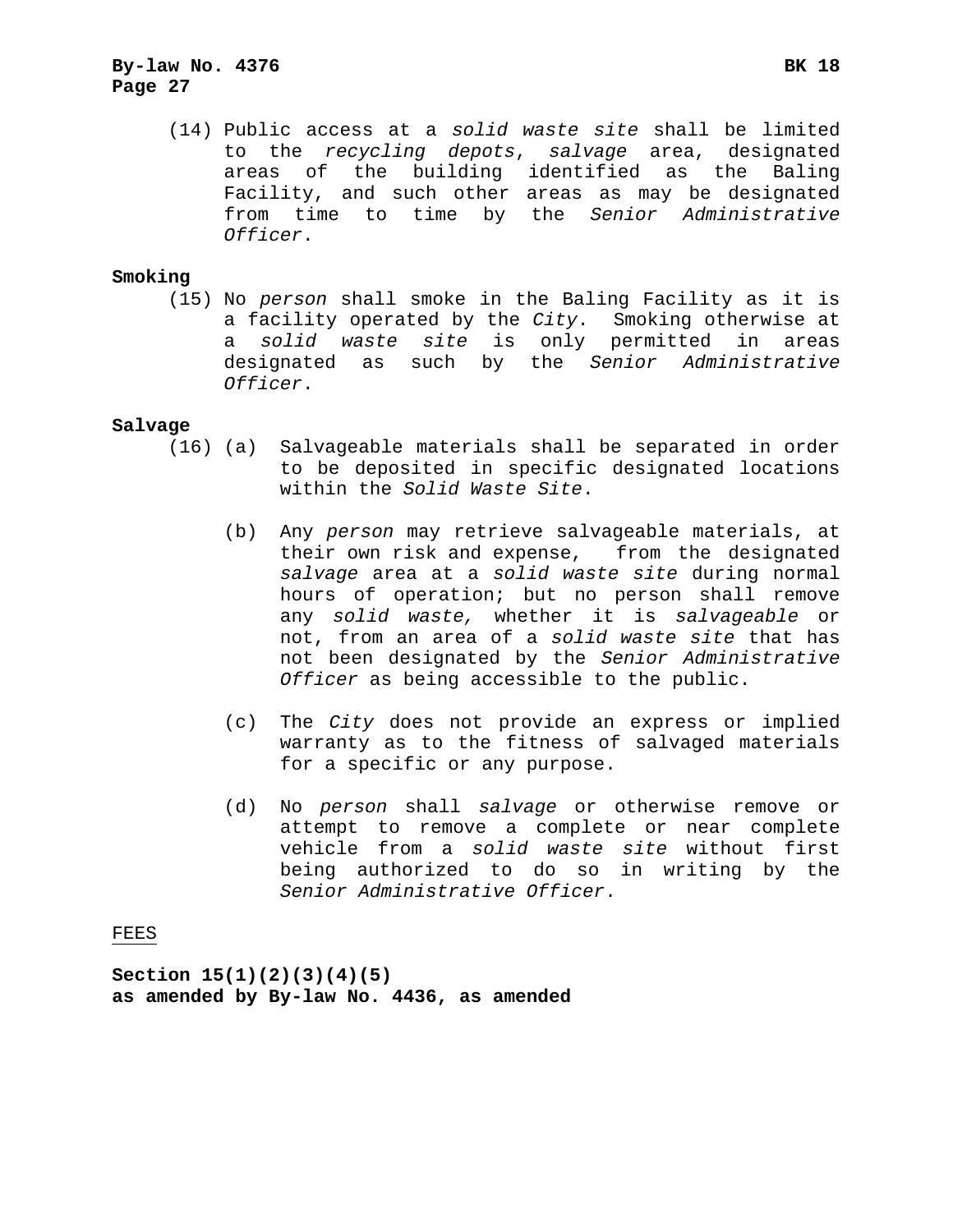(14) Public access at a *solid waste site* shall be limited to the *recycling depots*, *salvage* area, designated areas of the building identified as the Baling Facility, and such other areas as may be designated from time to time by the *Senior Administrative Officer*.

**Smoking**

(15) No *person* shall smoke in the Baling Facility as it is a facility operated by the *City*. Smoking otherwise at a *solid waste site* is only permitted in areas designated as such by the *Senior Administrative Officer*.

**Salvage**

(16) (a) Salvageable materials shall be separated in order to be deposited in specific designated locations within the *Solid Waste Site*.

(b) Any *person* may retrieve salvageable materials, at their own risk and expense, from the designated *salvage* area at a *solid waste site* during normal hours of operation; but no person shall remove any *solid waste,* whether it is *salvageable* or not, from an area of a *solid waste site* that has not been designated by the *Senior Administrative Officer* as being accessible to the public.

(c) The *City* does not provide an express or implied warranty as to the fitness of salvaged materials for a specific or any purpose.

(d) No *person* shall *salvage* or otherwise remove or attempt to remove a complete or near complete vehicle from a *solid waste site* without first being authorized to do so in writing by the *Senior Administrative Officer*.

<u>FEES</u>

**Section 15(1)(2)(3)(4)(5)**
**as amended by By-law No. 4436, as amended**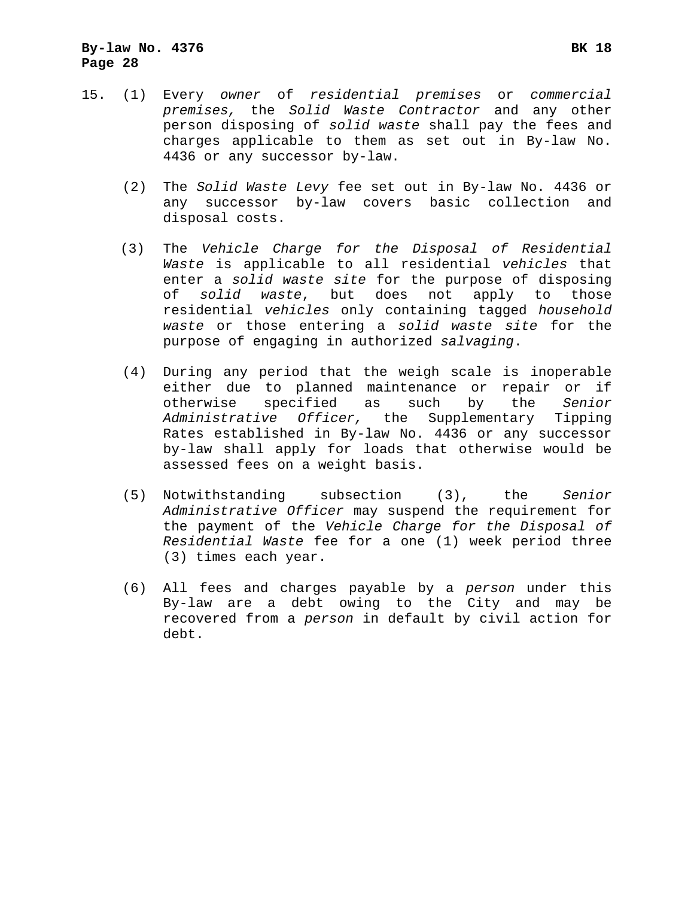15. (1) Every *owner* of *residential premises* or *commercial premises,* the *Solid Waste Contractor* and any other person disposing of *solid waste* shall pay the fees and charges applicable to them as set out in By-law No. 4436 or any successor by-law.

(2) The *Solid Waste Levy* fee set out in By-law No. 4436 or any successor by-law covers basic collection and disposal costs.

(3) The *Vehicle Charge for the Disposal of Residential Waste* is applicable to all residential *vehicles* that enter a *solid waste site* for the purpose of disposing of *solid waste*, but does not apply to those residential *vehicles* only containing tagged *household waste* or those entering a *solid waste site* for the purpose of engaging in authorized *salvaging*.

(4) During any period that the weigh scale is inoperable either due to planned maintenance or repair or if otherwise specified as such by the *Senior Administrative Officer,* the Supplementary Tipping Rates established in By-law No. 4436 or any successor by-law shall apply for loads that otherwise would be assessed fees on a weight basis.

(5) Notwithstanding subsection (3), the *Senior Administrative Officer* may suspend the requirement for the payment of the *Vehicle Charge for the Disposal of Residential Waste* fee for a one (1) week period three (3) times each year.

(6) All fees and charges payable by a *person* under this By-law are a debt owing to the City and may be recovered from a *person* in default by civil action for debt.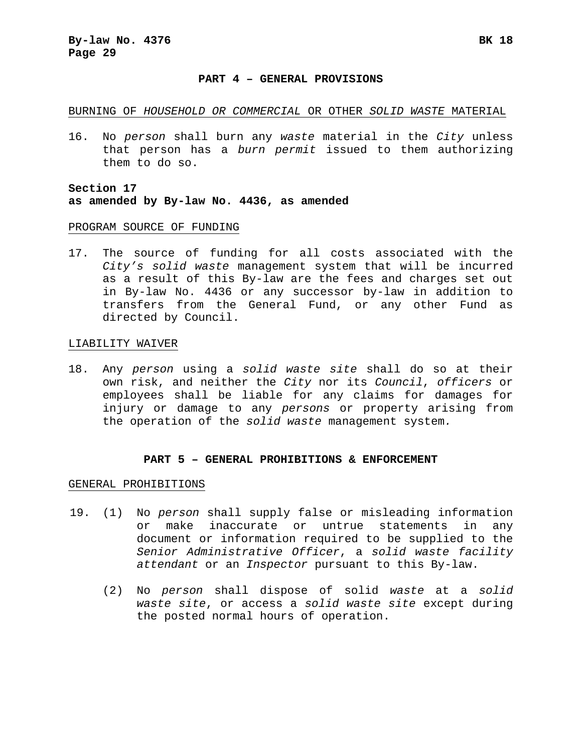## PART 4 – GENERAL PROVISIONS

BURNING OF *HOUSEHOLD OR COMMERCIAL* OR OTHER *SOLID WASTE* MATERIAL

16. No *person* shall burn any *waste* material in the *City* unless that person has a *burn permit* issued to them authorizing them to do so.

**Section 17**
**as amended by By-law No. 4436, as amended**

PROGRAM SOURCE OF FUNDING

17. The source of funding for all costs associated with the *City's solid waste* management system that will be incurred as a result of this By-law are the fees and charges set out in By-law No. 4436 or any successor by-law in addition to transfers from the General Fund, or any other Fund as directed by Council.

LIABILITY WAIVER

18. Any *person* using a *solid waste site* shall do so at their own risk, and neither the *City* nor its *Council*, *officers* or employees shall be liable for any claims for damages for injury or damage to any *persons* or property arising from the operation of the *solid waste* management system.

## PART 5 – GENERAL PROHIBITIONS & ENFORCEMENT

GENERAL PROHIBITIONS

19. (1) No *person* shall supply false or misleading information or make inaccurate or untrue statements in any document or information required to be supplied to the *Senior Administrative Officer*, a *solid waste facility attendant* or an *Inspector* pursuant to this By-law.

    (2) No *person* shall dispose of solid *waste* at a *solid waste site*, or access a *solid waste site* except during the posted normal hours of operation.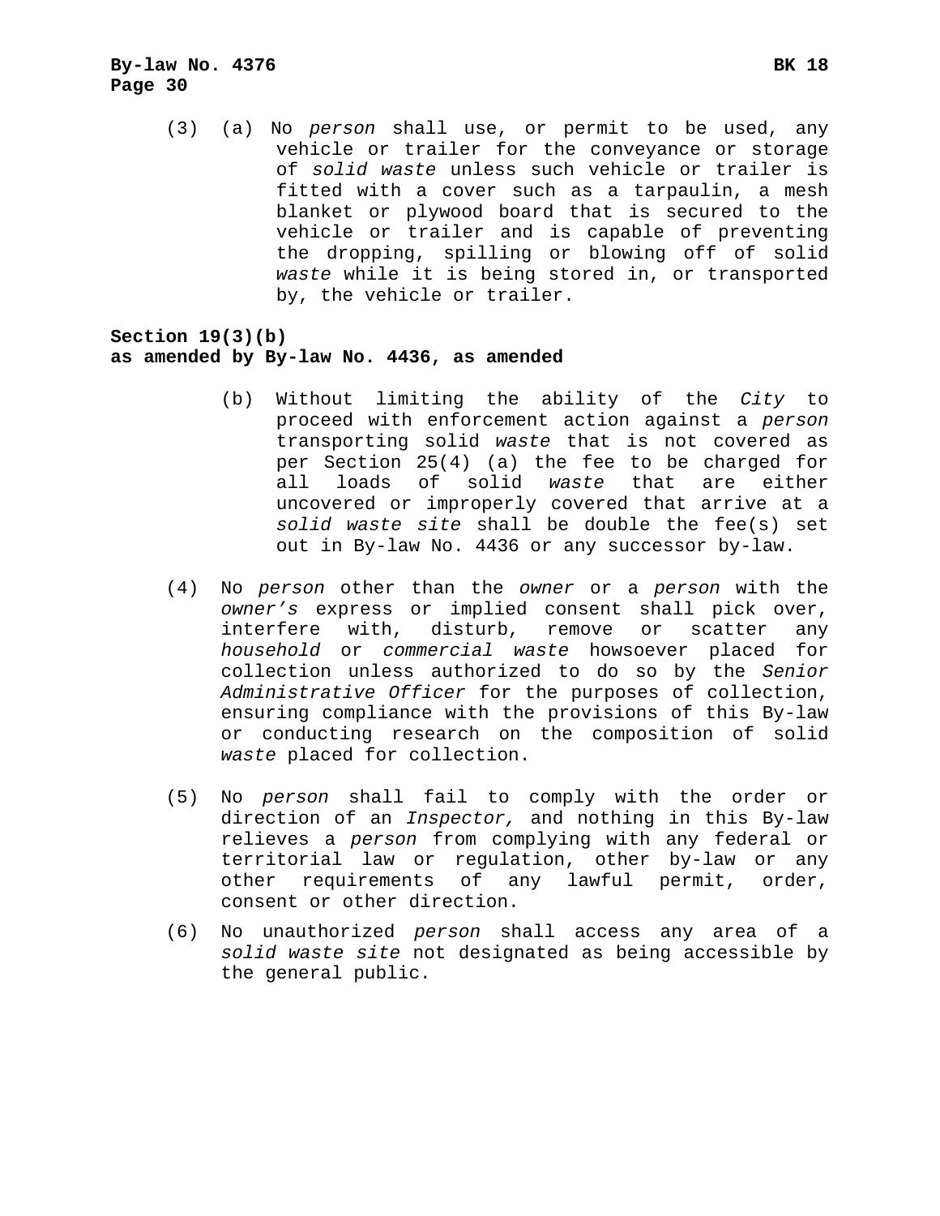(3) (a) No *person* shall use, or permit to be used, any vehicle or trailer for the conveyance or storage of *solid waste* unless such vehicle or trailer is fitted with a cover such as a tarpaulin, a mesh blanket or plywood board that is secured to the vehicle or trailer and is capable of preventing the dropping, spilling or blowing off of solid *waste* while it is being stored in, or transported by, the vehicle or trailer.

**Section 19(3)(b)**
**as amended by By-law No. 4436, as amended**

(b) Without limiting the ability of the *City* to proceed with enforcement action against a *person* transporting solid *waste* that is not covered as per Section 25(4) (a) the fee to be charged for all loads of solid *waste* that are either uncovered or improperly covered that arrive at a *solid waste site* shall be double the fee(s) set out in By-law No. 4436 or any successor by-law.

(4) No *person* other than the *owner* or a *person* with the *owner's* express or implied consent shall pick over, interfere with, disturb, remove or scatter any *household* or *commercial waste* howsoever placed for collection unless authorized to do so by the *Senior Administrative Officer* for the purposes of collection, ensuring compliance with the provisions of this By-law or conducting research on the composition of solid *waste* placed for collection.

(5) No *person* shall fail to comply with the order or direction of an *Inspector,* and nothing in this By-law relieves a *person* from complying with any federal or territorial law or regulation, other by-law or any other requirements of any lawful permit, order, consent or other direction.

(6) No unauthorized *person* shall access any area of a *solid waste site* not designated as being accessible by the general public.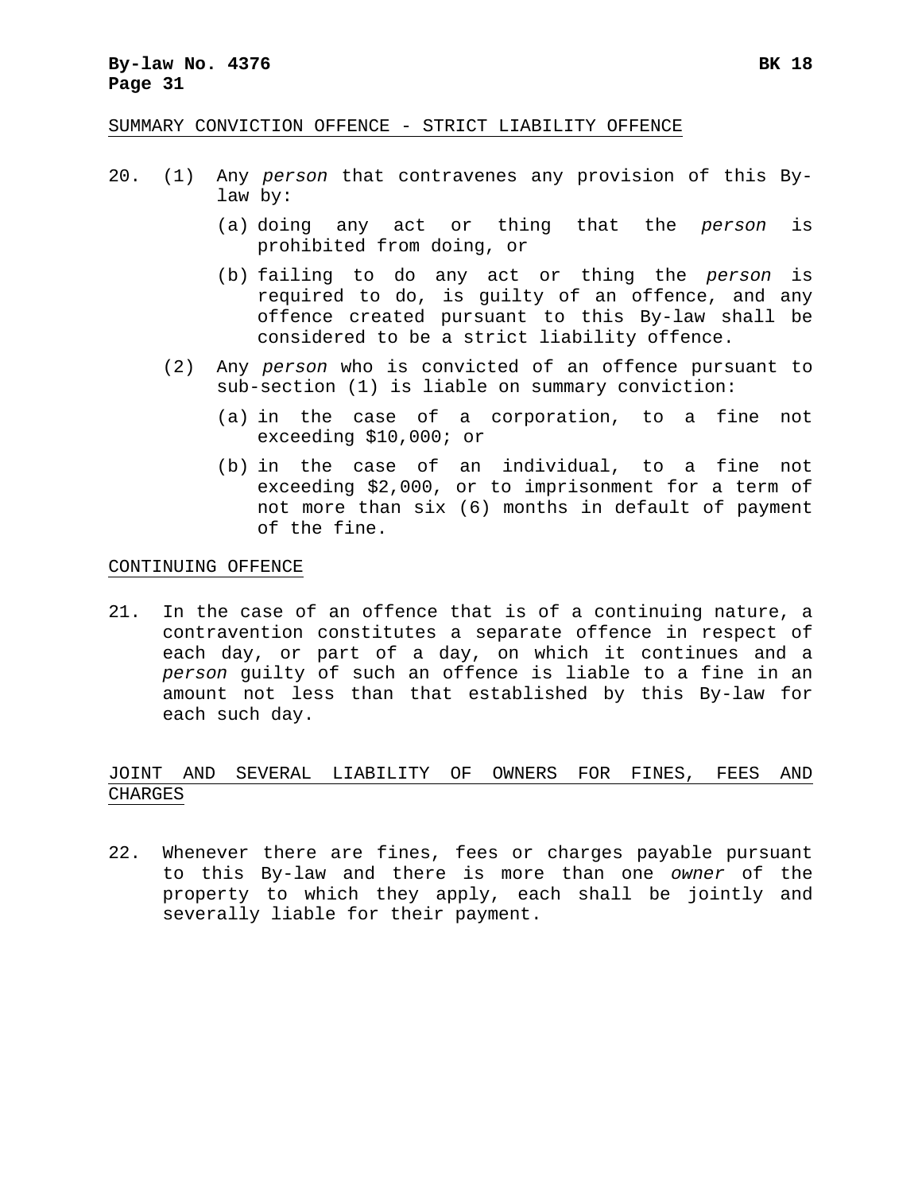SUMMARY CONVICTION OFFENCE - STRICT LIABILITY OFFENCE

20. (1) Any *person* that contravenes any provision of this By-law by:

    (a) doing any act or thing that the *person* is prohibited from doing, or

    (b) failing to do any act or thing the *person* is required to do, is guilty of an offence, and any offence created pursuant to this By-law shall be considered to be a strict liability offence.

    (2) Any *person* who is convicted of an offence pursuant to sub-section (1) is liable on summary conviction:

    (a) in the case of a corporation, to a fine not exceeding $10,000; or

    (b) in the case of an individual, to a fine not exceeding $2,000, or to imprisonment for a term of not more than six (6) months in default of payment of the fine.

CONTINUING OFFENCE

21. In the case of an offence that is of a continuing nature, a contravention constitutes a separate offence in respect of each day, or part of a day, on which it continues and a *person* guilty of such an offence is liable to a fine in an amount not less than that established by this By-law for each such day.

JOINT AND SEVERAL LIABILITY OF OWNERS FOR FINES, FEES AND CHARGES

22. Whenever there are fines, fees or charges payable pursuant to this By-law and there is more than one *owner* of the property to which they apply, each shall be jointly and severally liable for their payment.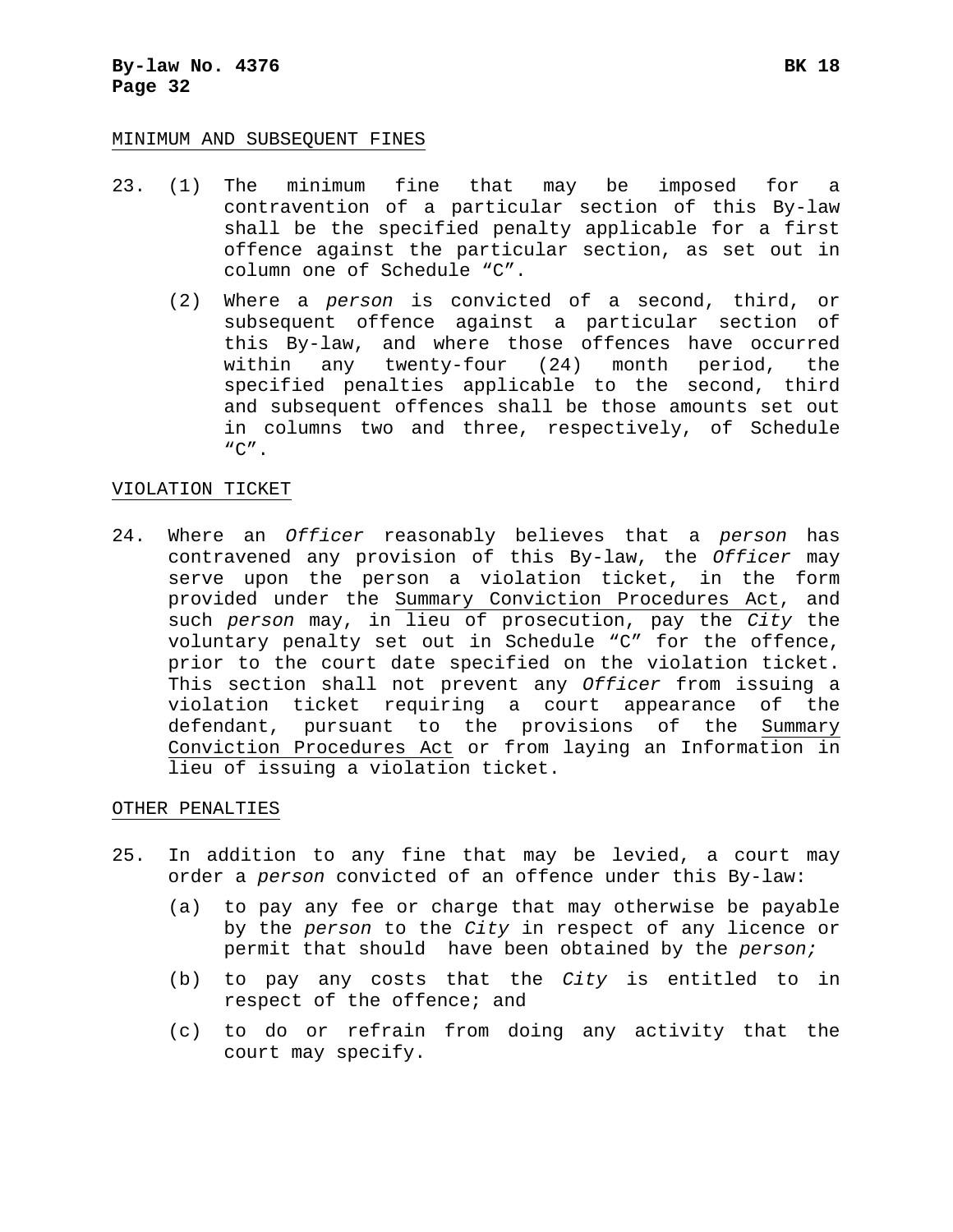MINIMUM AND SUBSEQUENT FINES

23. (1) The minimum fine that may be imposed for a contravention of a particular section of this By-law shall be the specified penalty applicable for a first offence against the particular section, as set out in column one of Schedule “C”.

    (2) Where a *person* is convicted of a second, third, or subsequent offence against a particular section of this By-law, and where those offences have occurred within any twenty-four (24) month period, the specified penalties applicable to the second, third and subsequent offences shall be those amounts set out in columns two and three, respectively, of Schedule “C”.

VIOLATION TICKET

24. Where an *Officer* reasonably believes that a *person* has contravened any provision of this By-law, the *Officer* may serve upon the person a violation ticket, in the form provided under the Summary Conviction Procedures Act, and such *person* may, in lieu of prosecution, pay the *City* the voluntary penalty set out in Schedule “C” for the offence, prior to the court date specified on the violation ticket. This section shall not prevent any *Officer* from issuing a violation ticket requiring a court appearance of the defendant, pursuant to the provisions of the Summary Conviction Procedures Act or from laying an Information in lieu of issuing a violation ticket.

OTHER PENALTIES

25. In addition to any fine that may be levied, a court may order a *person* convicted of an offence under this By-law:

    (a) to pay any fee or charge that may otherwise be payable by the *person* to the *City* in respect of any licence or permit that should have been obtained by the *person;*

    (b) to pay any costs that the *City* is entitled to in respect of the offence; and

    (c) to do or refrain from doing any activity that the court may specify.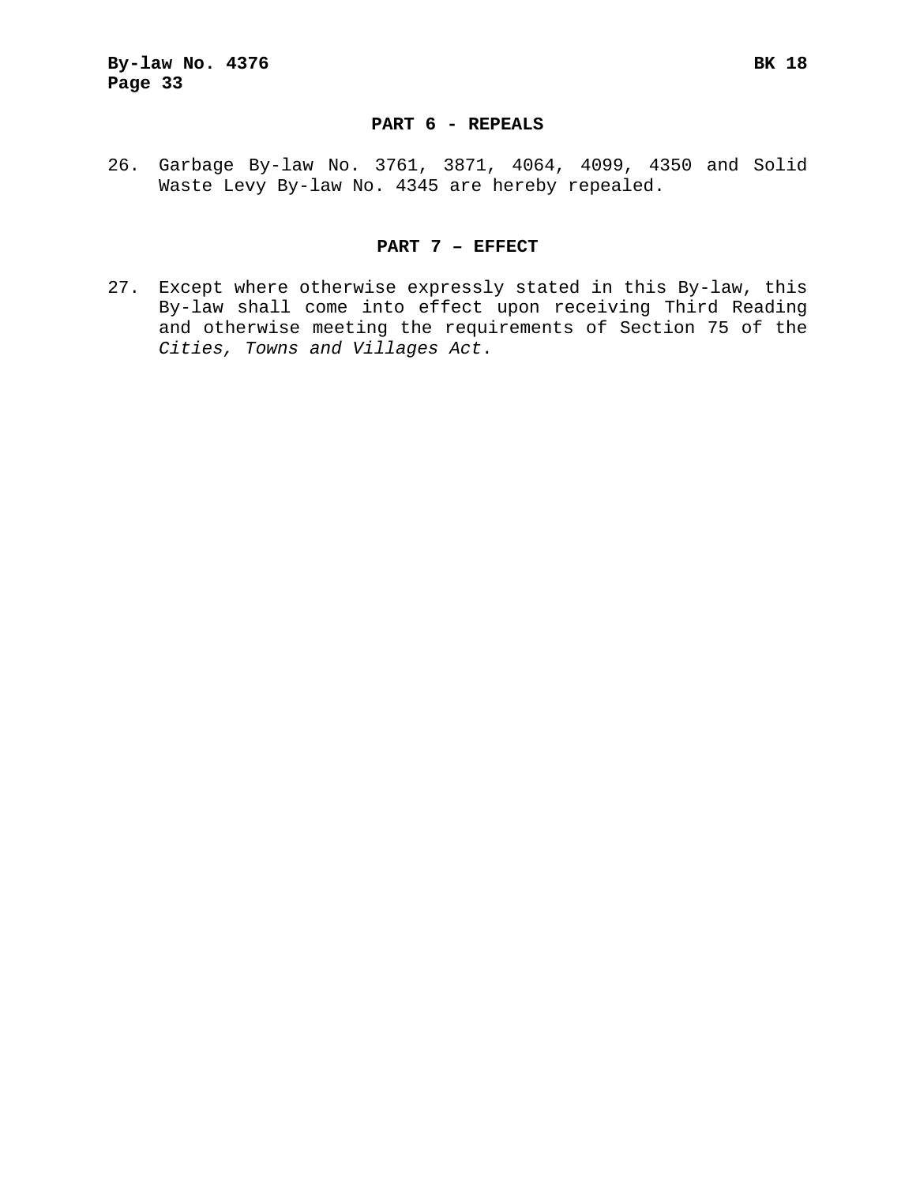## PART 6 - REPEALS

26. Garbage By-law No. 3761, 3871, 4064, 4099, 4350 and Solid Waste Levy By-law No. 4345 are hereby repealed.

## PART 7 – EFFECT

27. Except where otherwise expressly stated in this By-law, this By-law shall come into effect upon receiving Third Reading and otherwise meeting the requirements of Section 75 of the *Cities, Towns and Villages Act*.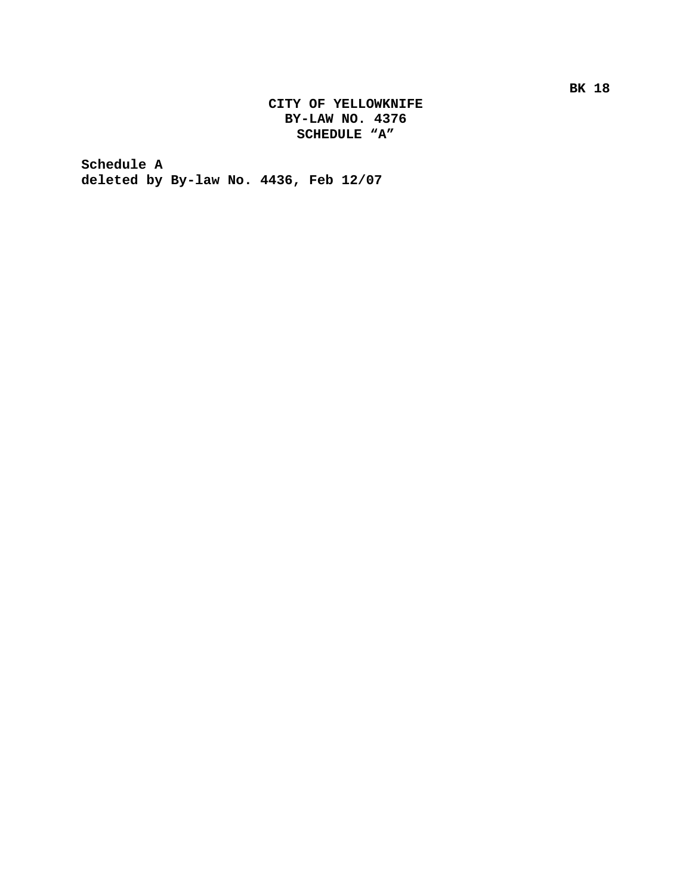**CITY OF YELLOWKNIFE**
**BY-LAW NO. 4376**
**SCHEDULE “A”**

**Schedule A**
**deleted by By-law No. 4436, Feb 12/07**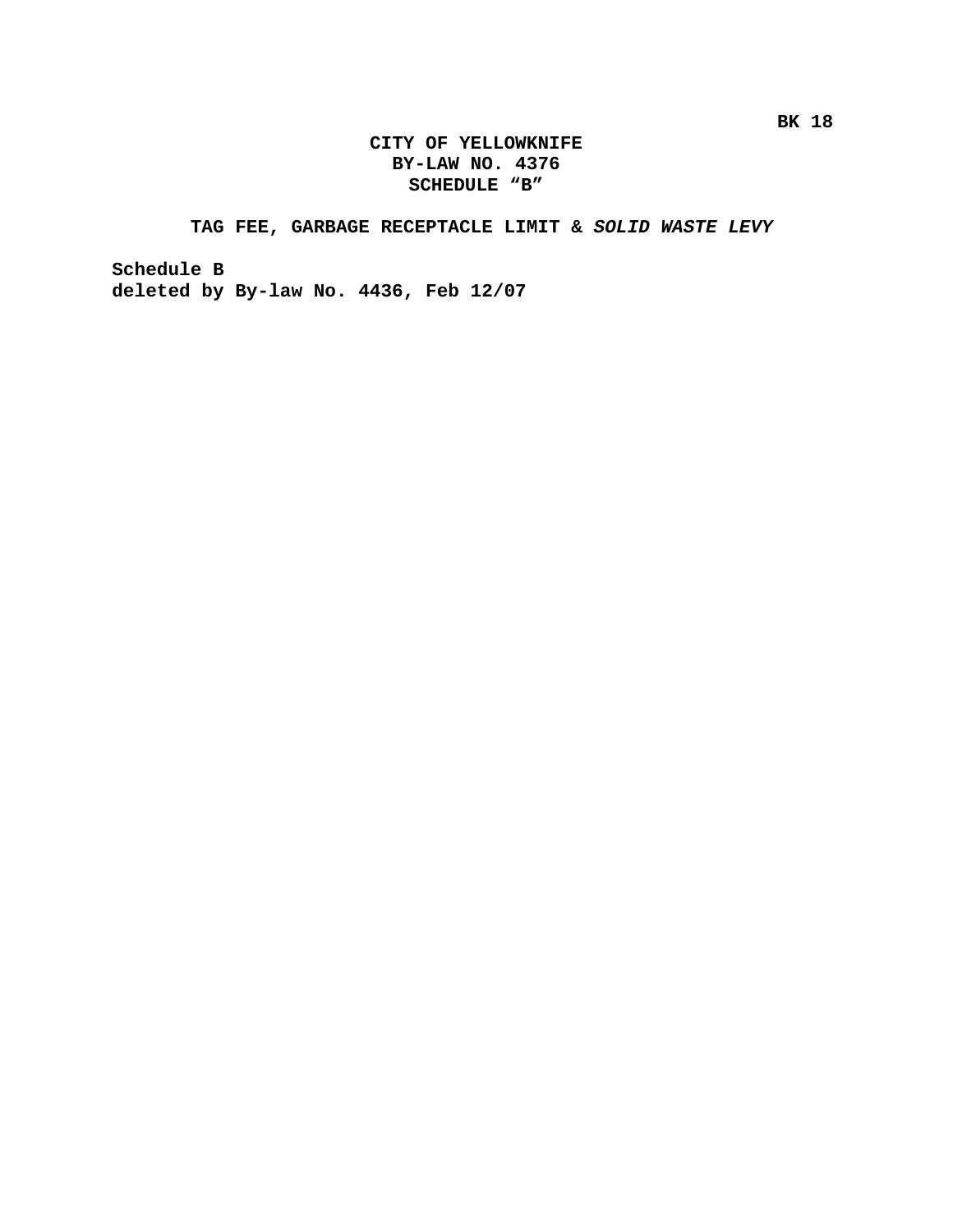BK 18

# CITY OF YELLOWKNIFE
# BY-LAW NO. 4376
# SCHEDULE "B"

## TAG FEE, GARBAGE RECEPTACLE LIMIT & *SOLID WASTE LEVY*

**Schedule B**
**deleted by By-law No. 4436, Feb 12/07**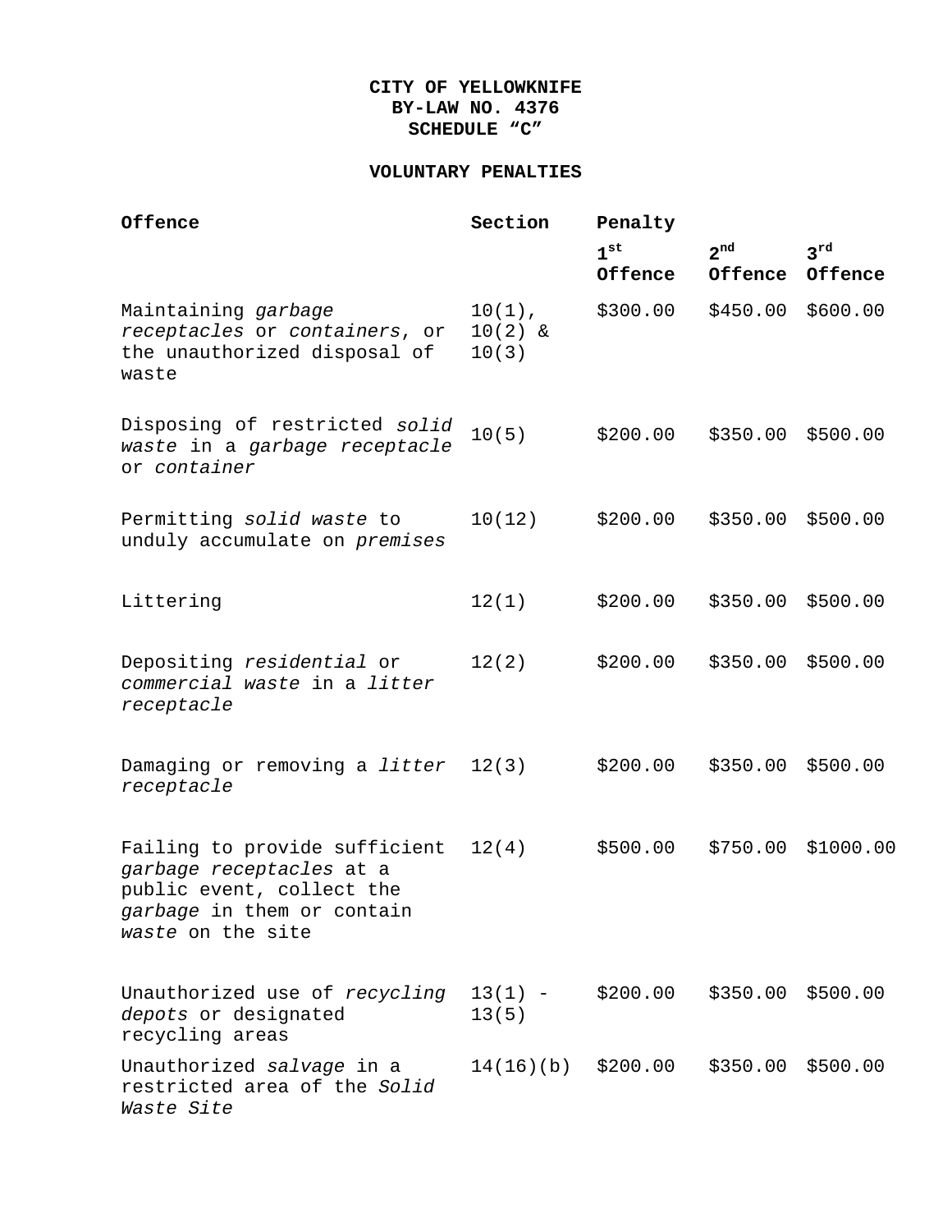**CITY OF YELLOWKNIFE**
**BY-LAW NO. 4376**
**SCHEDULE “C”**

**VOLUNTARY PENALTIES**

| **Offence** | **Section** | **Penalty** | | |
|---|---|---|---|---|
| | | **1st Offence** | **2nd Offence** | **3rd Offence** |
| Maintaining *garbage receptacles* or *containers*, or the unauthorized disposal of waste | 10(1), 10(2) & 10(3) | $300.00 | $450.00 | $600.00 |
| Disposing of restricted *solid waste* in a *garbage receptacle* or *container* | 10(5) | $200.00 | $350.00 | $500.00 |
| Permitting *solid waste* to unduly accumulate on *premises* | 10(12) | $200.00 | $350.00 | $500.00 |
| Littering | 12(1) | $200.00 | $350.00 | $500.00 |
| Depositing *residential* or *commercial waste* in a *litter receptacle* | 12(2) | $200.00 | $350.00 | $500.00 |
| Damaging or removing a *litter receptacle* | 12(3) | $200.00 | $350.00 | $500.00 |
| Failing to provide sufficient *garbage receptacles* at a public event, collect the *garbage* in them or contain *waste* on the site | 12(4) | $500.00 | $750.00 | $1000.00 |
| Unauthorized use of *recycling depots* or designated recycling areas | 13(1) - 13(5) | $200.00 | $350.00 | $500.00 |
| Unauthorized *salvage* in a restricted area of the *Solid Waste Site* | 14(16)(b) | $200.00 | $350.00 | $500.00 |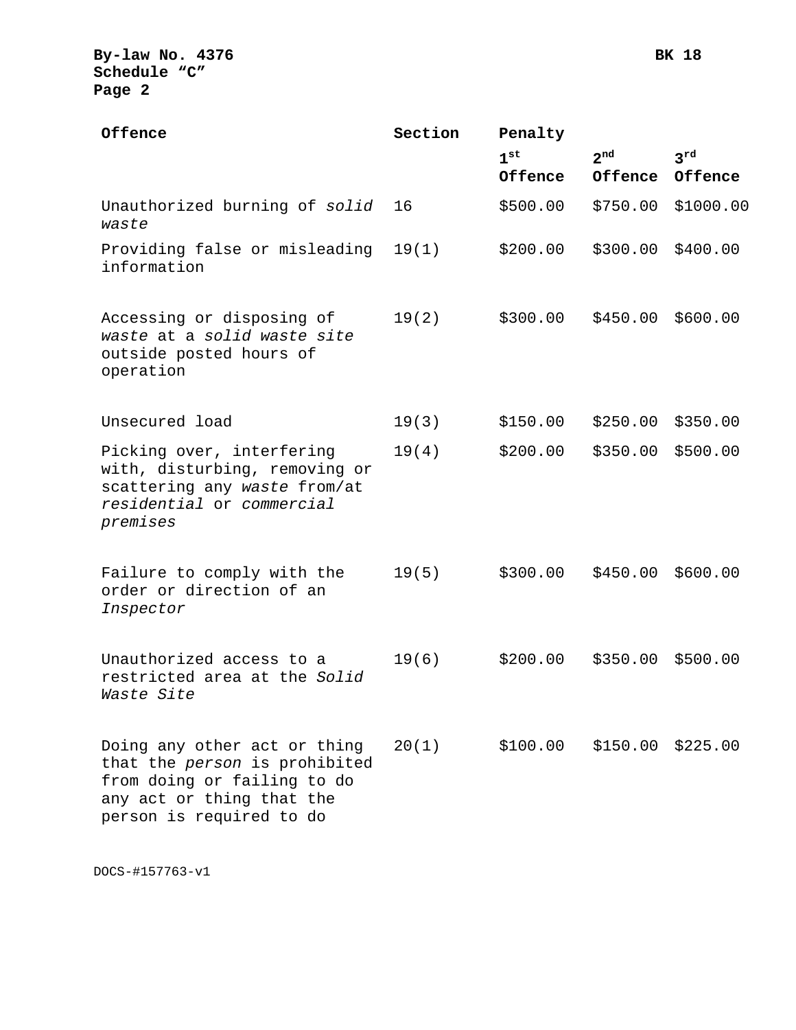**By-law No. 4376**
**Schedule "C"**
**Page 2**

**BK 18**

| **Offence** | **Section** | **Penalty** | | |
|---|---|---|---|---|
| | | **1st Offence** | **2nd Offence** | **3rd Offence** |
| Unauthorized burning of *solid waste* | 16 | $500.00 | $750.00 | $1000.00 |
| Providing false or misleading information | 19(1) | $200.00 | $300.00 | $400.00 |
| Accessing or disposing of *waste* at a *solid waste site* outside posted hours of operation | 19(2) | $300.00 | $450.00 | $600.00 |
| Unsecured load | 19(3) | $150.00 | $250.00 | $350.00 |
| Picking over, interfering with, disturbing, removing or scattering any *waste* from/at *residential* or *commercial premises* | 19(4) | $200.00 | $350.00 | $500.00 |
| Failure to comply with the order or direction of an *Inspector* | 19(5) | $300.00 | $450.00 | $600.00 |
| Unauthorized access to a restricted area at the *Solid Waste Site* | 19(6) | $200.00 | $350.00 | $500.00 |
| Doing any other act or thing that the *person* is prohibited from doing or failing to do any act or thing that the person is required to do | 20(1) | $100.00 | $150.00 | $225.00 |

DOCS-#157763-v1